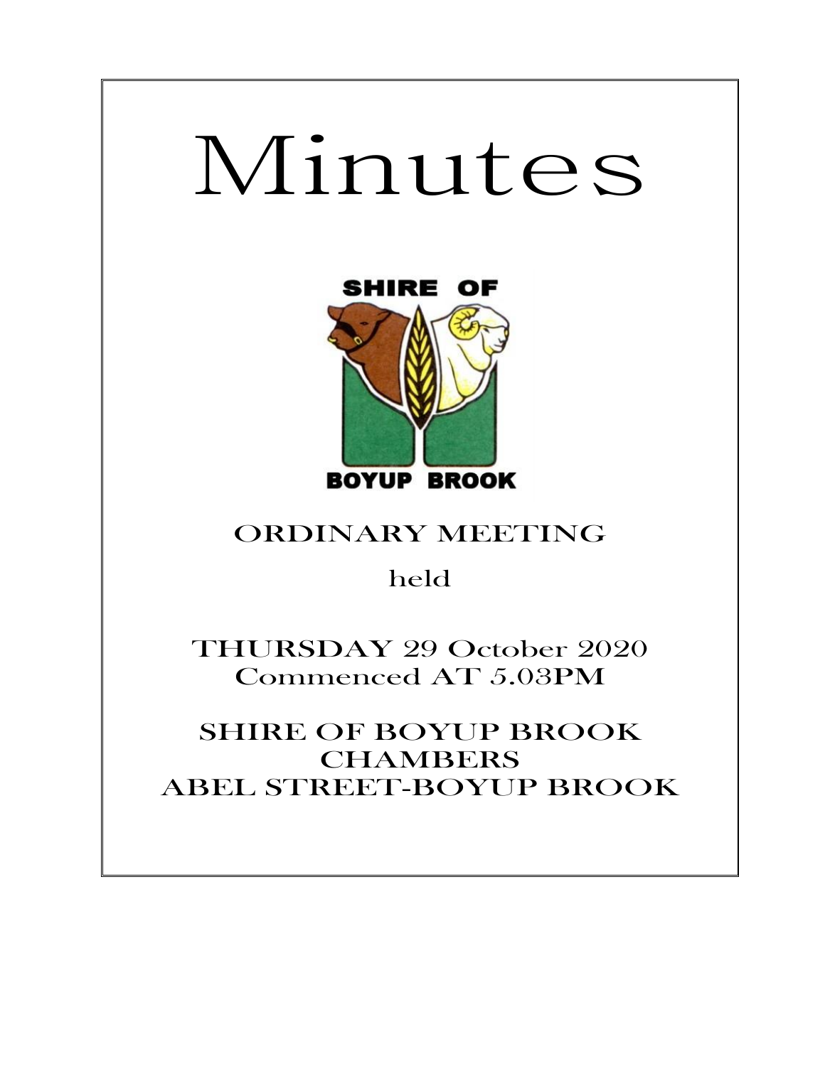# Minutes

SHIRE OF

BOYUP BROOK

## ORDINARY MEETING

held

THURSDAY 29 October 2020
Commenced AT 5.03PM

SHIRE OF BOYUP BROOK
CHAMBERS
ABEL STREET-BOYUP BROOK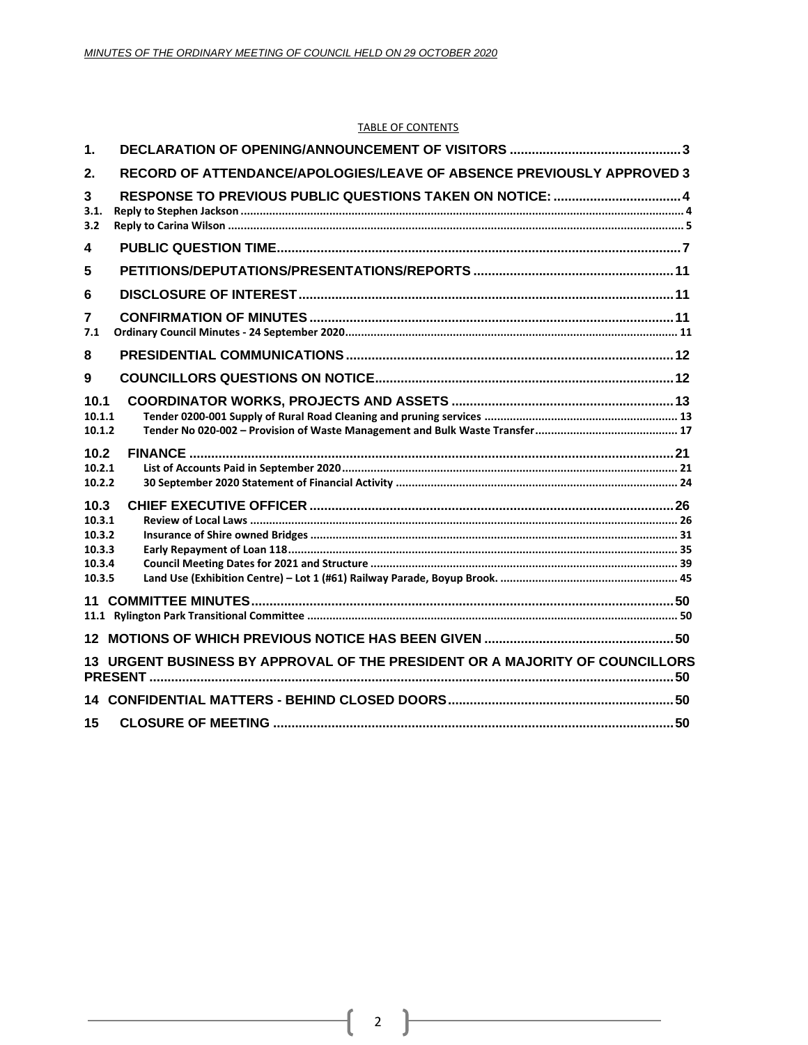TABLE OF CONTENTS

| | | |
|---|---|---|
| **1.** | **DECLARATION OF OPENING/ANNOUNCEMENT OF VISITORS** | **3** |
| **2.** | **RECORD OF ATTENDANCE/APOLOGIES/LEAVE OF ABSENCE PREVIOUSLY APPROVED** | **3** |
| **3** | **RESPONSE TO PREVIOUS PUBLIC QUESTIONS TAKEN ON NOTICE:** | **4** |
| 3.1. | Reply to Stephen Jackson | 4 |
| 3.2 | Reply to Carina Wilson | 5 |
| **4** | **PUBLIC QUESTION TIME** | **7** |
| **5** | **PETITIONS/DEPUTATIONS/PRESENTATIONS/REPORTS** | **11** |
| **6** | **DISCLOSURE OF INTEREST** | **11** |
| **7** | **CONFIRMATION OF MINUTES** | **11** |
| 7.1 | Ordinary Council Minutes - 24 September 2020 | 11 |
| **8** | **PRESIDENTIAL COMMUNICATIONS** | **12** |
| **9** | **COUNCILLORS QUESTIONS ON NOTICE** | **12** |
| **10.1** | **COORDINATOR WORKS, PROJECTS AND ASSETS** | **13** |
| 10.1.1 | Tender 0200-001 Supply of Rural Road Cleaning and pruning services | 13 |
| 10.1.2 | Tender No 020-002 – Provision of Waste Management and Bulk Waste Transfer | 17 |
| **10.2** | **FINANCE** | **21** |
| 10.2.1 | List of Accounts Paid in September 2020 | 21 |
| 10.2.2 | 30 September 2020 Statement of Financial Activity | 24 |
| **10.3** | **CHIEF EXECUTIVE OFFICER** | **26** |
| 10.3.1 | Review of Local Laws | 26 |
| 10.3.2 | Insurance of Shire owned Bridges | 31 |
| 10.3.3 | Early Repayment of Loan 118 | 35 |
| 10.3.4 | Council Meeting Dates for 2021 and Structure | 39 |
| 10.3.5 | Land Use (Exhibition Centre) – Lot 1 (#61) Railway Parade, Boyup Brook. | 45 |
| **11** | **COMMITTEE MINUTES** | **50** |
| 11.1 | Rylington Park Transitional Committee | 50 |
| **12** | **MOTIONS OF WHICH PREVIOUS NOTICE HAS BEEN GIVEN** | **50** |
| **13** | **URGENT BUSINESS BY APPROVAL OF THE PRESIDENT OR A MAJORITY OF COUNCILLORS PRESENT** | **50** |
| **14** | **CONFIDENTIAL MATTERS - BEHIND CLOSED DOORS** | **50** |
| **15** | **CLOSURE OF MEETING** | **50** |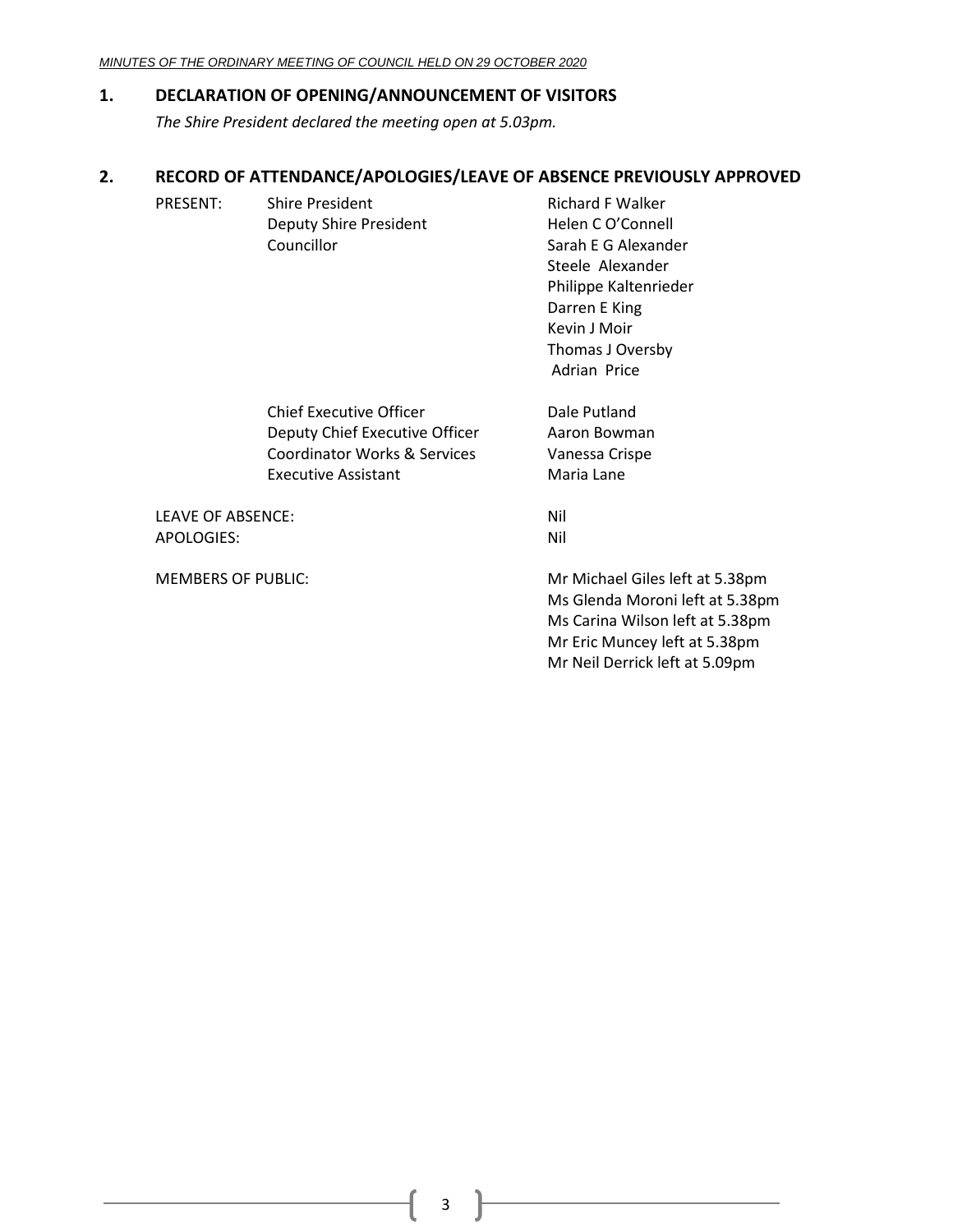## 1. DECLARATION OF OPENING/ANNOUNCEMENT OF VISITORS

*The Shire President declared the meeting open at 5.03pm.*

## 2. RECORD OF ATTENDANCE/APOLOGIES/LEAVE OF ABSENCE PREVIOUSLY APPROVED

| | | |
|---|---|---|
| PRESENT: | Shire President | Richard F Walker |
| | Deputy Shire President | Helen C O'Connell |
| | Councillor | Sarah E G Alexander |
| | | Steele Alexander |
| | | Philippe Kaltenrieder |
| | | Darren E King |
| | | Kevin J Moir |
| | | Thomas J Oversby |
| | | Adrian Price |
| | Chief Executive Officer | Dale Putland |
| | Deputy Chief Executive Officer | Aaron Bowman |
| | Coordinator Works & Services | Vanessa Crispe |
| | Executive Assistant | Maria Lane |
| LEAVE OF ABSENCE: | | Nil |
| APOLOGIES: | | Nil |
| MEMBERS OF PUBLIC: | | Mr Michael Giles left at 5.38pm |
| | | Ms Glenda Moroni left at 5.38pm |
| | | Ms Carina Wilson left at 5.38pm |
| | | Mr Eric Muncey left at 5.38pm |
| | | Mr Neil Derrick left at 5.09pm |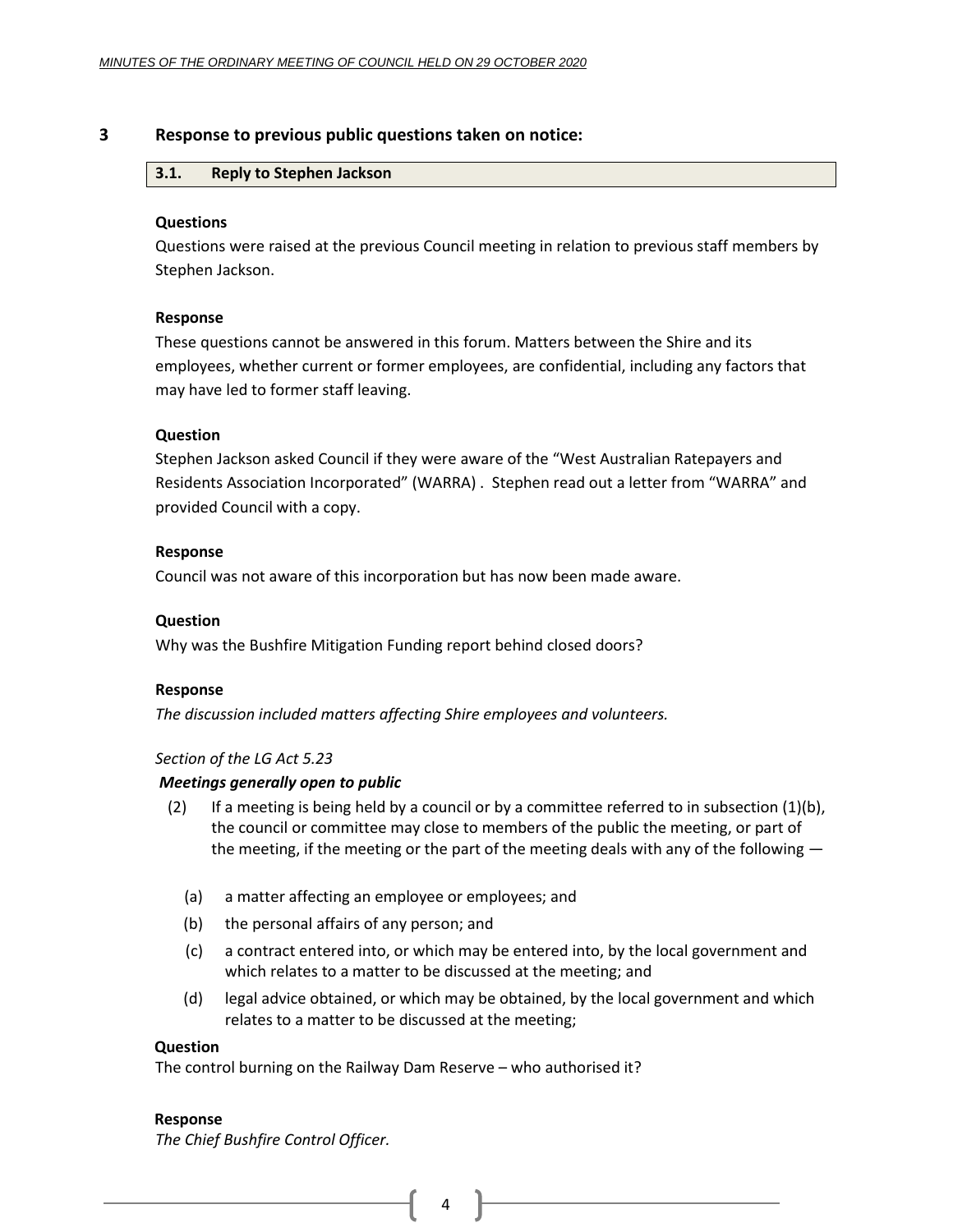## 3 Response to previous public questions taken on notice:

### 3.1. Reply to Stephen Jackson

**Questions**

Questions were raised at the previous Council meeting in relation to previous staff members by Stephen Jackson.

**Response**

These questions cannot be answered in this forum. Matters between the Shire and its employees, whether current or former employees, are confidential, including any factors that may have led to former staff leaving.

**Question**

Stephen Jackson asked Council if they were aware of the "West Australian Ratepayers and Residents Association Incorporated" (WARRA) . Stephen read out a letter from "WARRA" and provided Council with a copy.

**Response**

Council was not aware of this incorporation but has now been made aware.

**Question**

Why was the Bushfire Mitigation Funding report behind closed doors?

**Response**

*The discussion included matters affecting Shire employees and volunteers.*

*Section of the LG Act 5.23*

***Meetings generally open to public***

(2) If a meeting is being held by a council or by a committee referred to in subsection (1)(b), the council or committee may close to members of the public the meeting, or part of the meeting, if the meeting or the part of the meeting deals with any of the following —

(a) a matter affecting an employee or employees; and

(b) the personal affairs of any person; and

(c) a contract entered into, or which may be entered into, by the local government and which relates to a matter to be discussed at the meeting; and

(d) legal advice obtained, or which may be obtained, by the local government and which relates to a matter to be discussed at the meeting;

**Question**

The control burning on the Railway Dam Reserve – who authorised it?

**Response**

*The Chief Bushfire Control Officer.*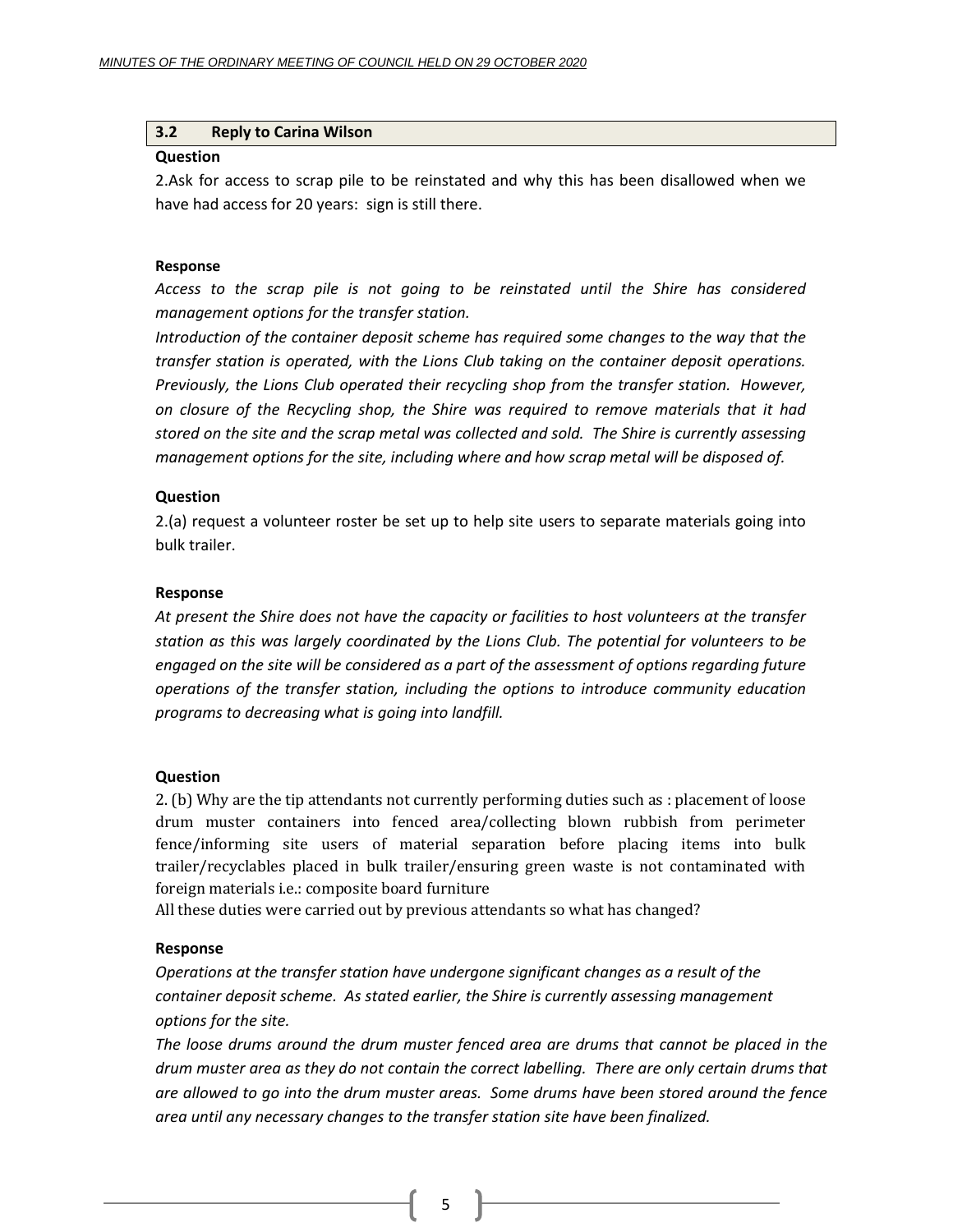## 3.2 Reply to Carina Wilson

**Question**

2.Ask for access to scrap pile to be reinstated and why this has been disallowed when we have had access for 20 years: sign is still there.

**Response**

*Access to the scrap pile is not going to be reinstated until the Shire has considered management options for the transfer station.*

*Introduction of the container deposit scheme has required some changes to the way that the transfer station is operated, with the Lions Club taking on the container deposit operations. Previously, the Lions Club operated their recycling shop from the transfer station. However, on closure of the Recycling shop, the Shire was required to remove materials that it had stored on the site and the scrap metal was collected and sold. The Shire is currently assessing management options for the site, including where and how scrap metal will be disposed of.*

**Question**

2.(a) request a volunteer roster be set up to help site users to separate materials going into bulk trailer.

**Response**

*At present the Shire does not have the capacity or facilities to host volunteers at the transfer station as this was largely coordinated by the Lions Club. The potential for volunteers to be engaged on the site will be considered as a part of the assessment of options regarding future operations of the transfer station, including the options to introduce community education programs to decreasing what is going into landfill.*

**Question**

2. (b) Why are the tip attendants not currently performing duties such as : placement of loose drum muster containers into fenced area/collecting blown rubbish from perimeter fence/informing site users of material separation before placing items into bulk trailer/recyclables placed in bulk trailer/ensuring green waste is not contaminated with foreign materials i.e.: composite board furniture

All these duties were carried out by previous attendants so what has changed?

**Response**

*Operations at the transfer station have undergone significant changes as a result of the container deposit scheme. As stated earlier, the Shire is currently assessing management options for the site.*

*The loose drums around the drum muster fenced area are drums that cannot be placed in the drum muster area as they do not contain the correct labelling. There are only certain drums that are allowed to go into the drum muster areas. Some drums have been stored around the fence area until any necessary changes to the transfer station site have been finalized.*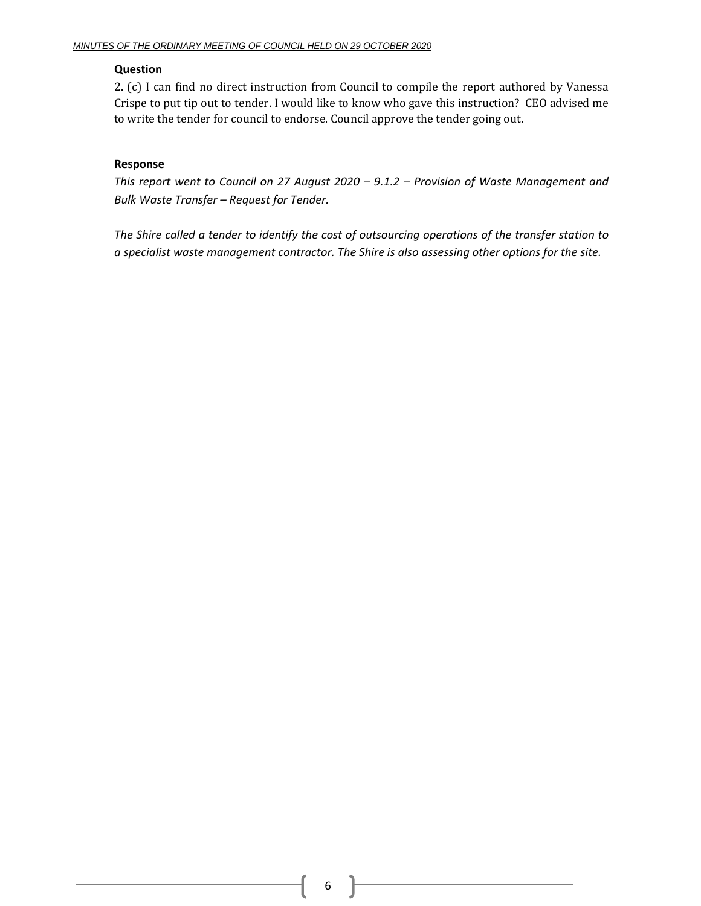**Question**

2. (c) I can find no direct instruction from Council to compile the report authored by Vanessa Crispe to put tip out to tender. I would like to know who gave this instruction? CEO advised me to write the tender for council to endorse. Council approve the tender going out.

**Response**

*This report went to Council on 27 August 2020 – 9.1.2 – Provision of Waste Management and Bulk Waste Transfer – Request for Tender.*

*The Shire called a tender to identify the cost of outsourcing operations of the transfer station to a specialist waste management contractor. The Shire is also assessing other options for the site.*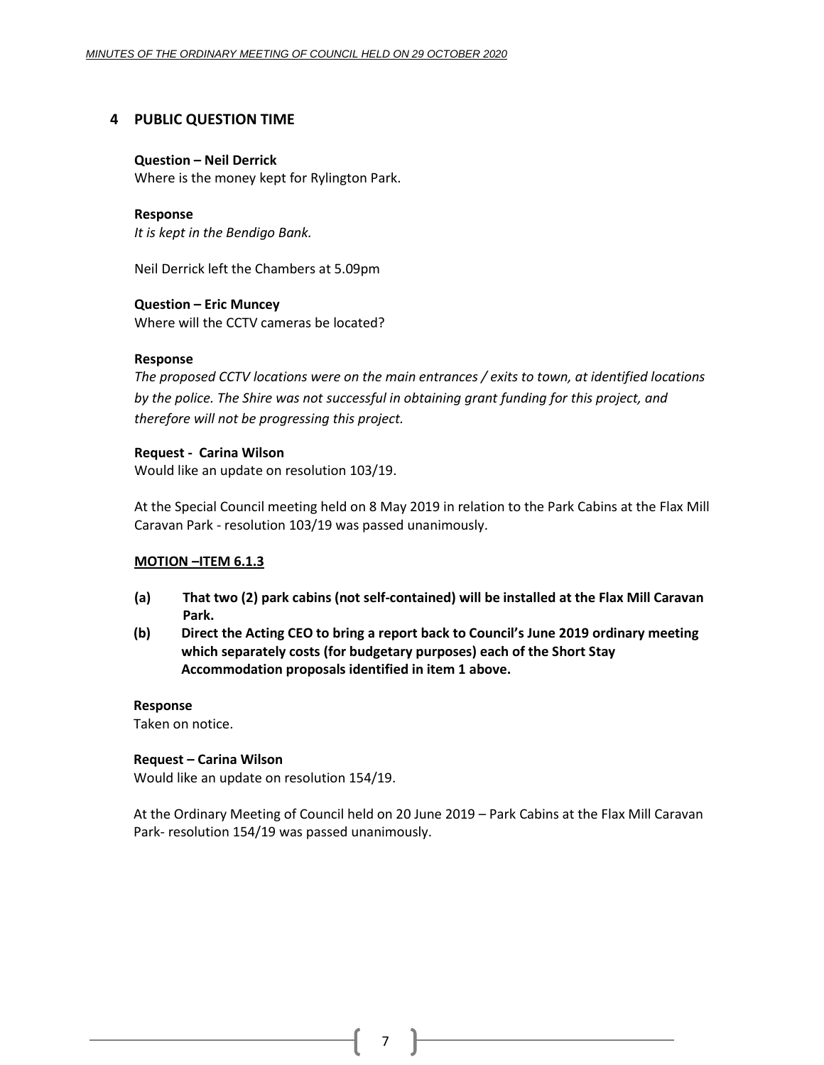## 4 PUBLIC QUESTION TIME

**Question – Neil Derrick**
Where is the money kept for Rylington Park.

**Response**
*It is kept in the Bendigo Bank.*

Neil Derrick left the Chambers at 5.09pm

**Question – Eric Muncey**
Where will the CCTV cameras be located?

**Response**
*The proposed CCTV locations were on the main entrances / exits to town, at identified locations by the police. The Shire was not successful in obtaining grant funding for this project, and therefore will not be progressing this project.*

**Request - Carina Wilson**
Would like an update on resolution 103/19.

At the Special Council meeting held on 8 May 2019 in relation to the Park Cabins at the Flax Mill Caravan Park - resolution 103/19 was passed unanimously.

**<u>MOTION –ITEM 6.1.3</u>**

**(a) That two (2) park cabins (not self-contained) will be installed at the Flax Mill Caravan Park.**

**(b) Direct the Acting CEO to bring a report back to Council's June 2019 ordinary meeting which separately costs (for budgetary purposes) each of the Short Stay Accommodation proposals identified in item 1 above.**

**Response**
Taken on notice.

**Request – Carina Wilson**
Would like an update on resolution 154/19.

At the Ordinary Meeting of Council held on 20 June 2019 – Park Cabins at the Flax Mill Caravan Park- resolution 154/19 was passed unanimously.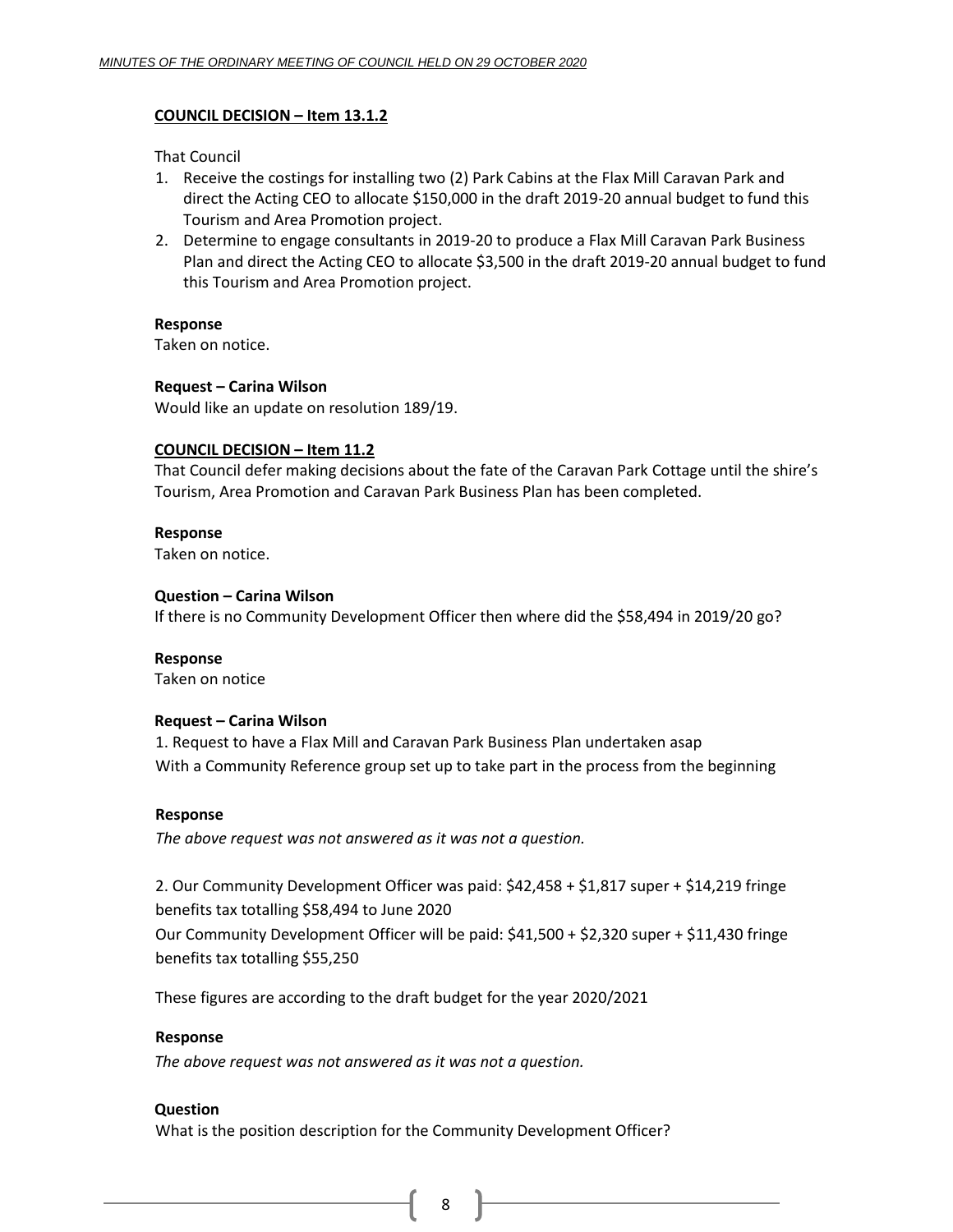**<u>COUNCIL DECISION – Item 13.1.2</u>**

That Council

1. Receive the costings for installing two (2) Park Cabins at the Flax Mill Caravan Park and direct the Acting CEO to allocate $150,000 in the draft 2019-20 annual budget to fund this Tourism and Area Promotion project.
2. Determine to engage consultants in 2019-20 to produce a Flax Mill Caravan Park Business Plan and direct the Acting CEO to allocate $3,500 in the draft 2019-20 annual budget to fund this Tourism and Area Promotion project.

**Response**
Taken on notice.

**Request – Carina Wilson**
Would like an update on resolution 189/19.

**<u>COUNCIL DECISION – Item 11.2</u>**
That Council defer making decisions about the fate of the Caravan Park Cottage until the shire's Tourism, Area Promotion and Caravan Park Business Plan has been completed.

**Response**
Taken on notice.

**Question – Carina Wilson**
If there is no Community Development Officer then where did the $58,494 in 2019/20 go?

**Response**
Taken on notice

**Request – Carina Wilson**
1. Request to have a Flax Mill and Caravan Park Business Plan undertaken asap
With a Community Reference group set up to take part in the process from the beginning

**Response**
*The above request was not answered as it was not a question.*

2. Our Community Development Officer was paid: $42,458 + $1,817 super + $14,219 fringe benefits tax totalling $58,494 to June 2020
Our Community Development Officer will be paid: $41,500 + $2,320 super + $11,430 fringe benefits tax totalling $55,250

These figures are according to the draft budget for the year 2020/2021

**Response**
*The above request was not answered as it was not a question.*

**Question**
What is the position description for the Community Development Officer?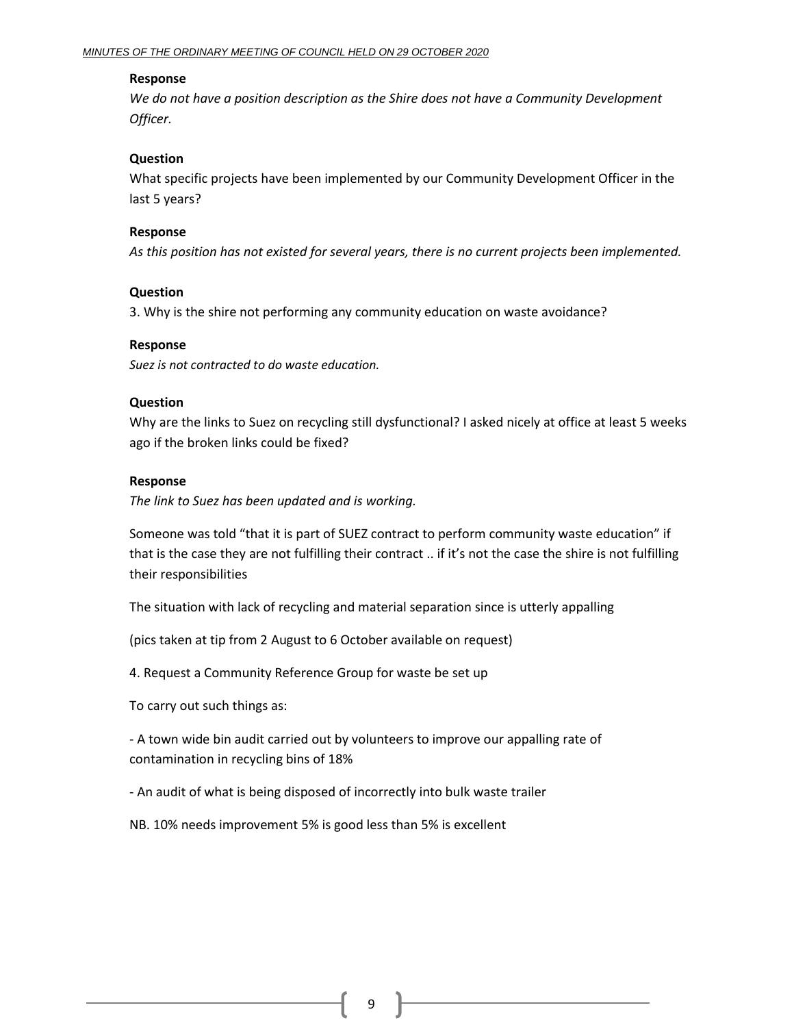**Response**

*We do not have a position description as the Shire does not have a Community Development Officer.*

**Question**

What specific projects have been implemented by our Community Development Officer in the last 5 years?

**Response**

*As this position has not existed for several years, there is no current projects been implemented.*

**Question**

3. Why is the shire not performing any community education on waste avoidance?

**Response**

*Suez is not contracted to do waste education.*

**Question**

Why are the links to Suez on recycling still dysfunctional? I asked nicely at office at least 5 weeks ago if the broken links could be fixed?

**Response**

*The link to Suez has been updated and is working.*

Someone was told "that it is part of SUEZ contract to perform community waste education" if that is the case they are not fulfilling their contract .. if it's not the case the shire is not fulfilling their responsibilities

The situation with lack of recycling and material separation since is utterly appalling

(pics taken at tip from 2 August to 6 October available on request)

4. Request a Community Reference Group for waste be set up

To carry out such things as:

- A town wide bin audit carried out by volunteers to improve our appalling rate of contamination in recycling bins of 18%

- An audit of what is being disposed of incorrectly into bulk waste trailer

NB. 10% needs improvement 5% is good less than 5% is excellent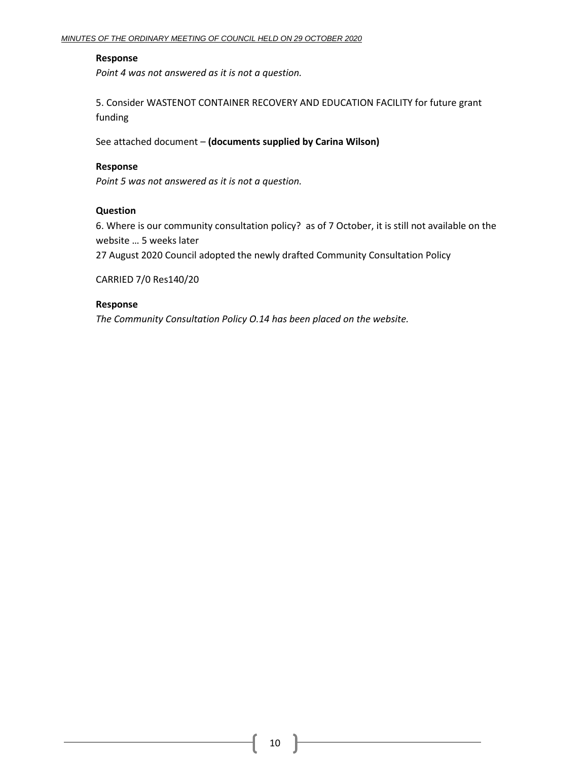**Response**

*Point 4 was not answered as it is not a question.*

5. Consider WASTENOT CONTAINER RECOVERY AND EDUCATION FACILITY for future grant funding

See attached document – **(documents supplied by Carina Wilson)**

**Response**

*Point 5 was not answered as it is not a question.*

**Question**

6. Where is our community consultation policy? as of 7 October, it is still not available on the website … 5 weeks later

27 August 2020 Council adopted the newly drafted Community Consultation Policy

CARRIED 7/0 Res140/20

**Response**

*The Community Consultation Policy O.14 has been placed on the website.*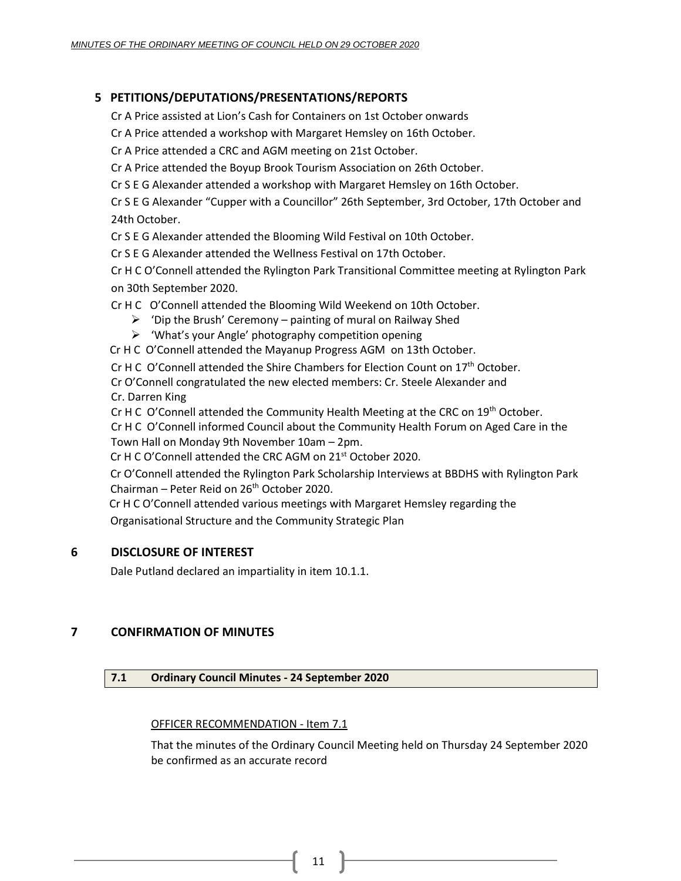## 5 PETITIONS/DEPUTATIONS/PRESENTATIONS/REPORTS

Cr A Price assisted at Lion's Cash for Containers on 1st October onwards

Cr A Price attended a workshop with Margaret Hemsley on 16th October.

Cr A Price attended a CRC and AGM meeting on 21st October.

Cr A Price attended the Boyup Brook Tourism Association on 26th October.

Cr S E G Alexander attended a workshop with Margaret Hemsley on 16th October.

Cr S E G Alexander "Cupper with a Councillor" 26th September, 3rd October, 17th October and 24th October.

Cr S E G Alexander attended the Blooming Wild Festival on 10th October.

Cr S E G Alexander attended the Wellness Festival on 17th October.

Cr H C O'Connell attended the Rylington Park Transitional Committee meeting at Rylington Park on 30th September 2020.

Cr H C O'Connell attended the Blooming Wild Weekend on 10th October.

- 'Dip the Brush' Ceremony – painting of mural on Railway Shed
- 'What's your Angle' photography competition opening

Cr H C O'Connell attended the Mayanup Progress AGM on 13th October.

Cr H C O'Connell attended the Shire Chambers for Election Count on 17th October.

Cr O'Connell congratulated the new elected members: Cr. Steele Alexander and Cr. Darren King

Cr H C O'Connell attended the Community Health Meeting at the CRC on 19th October.

Cr H C O'Connell informed Council about the Community Health Forum on Aged Care in the Town Hall on Monday 9th November 10am – 2pm.

Cr H C O'Connell attended the CRC AGM on 21st October 2020.

Cr O'Connell attended the Rylington Park Scholarship Interviews at BBDHS with Rylington Park Chairman – Peter Reid on 26th October 2020.

Cr H C O'Connell attended various meetings with Margaret Hemsley regarding the Organisational Structure and the Community Strategic Plan

## 6 DISCLOSURE OF INTEREST

Dale Putland declared an impartiality in item 10.1.1.

## 7 CONFIRMATION OF MINUTES

### 7.1 Ordinary Council Minutes - 24 September 2020

OFFICER RECOMMENDATION - Item 7.1

That the minutes of the Ordinary Council Meeting held on Thursday 24 September 2020 be confirmed as an accurate record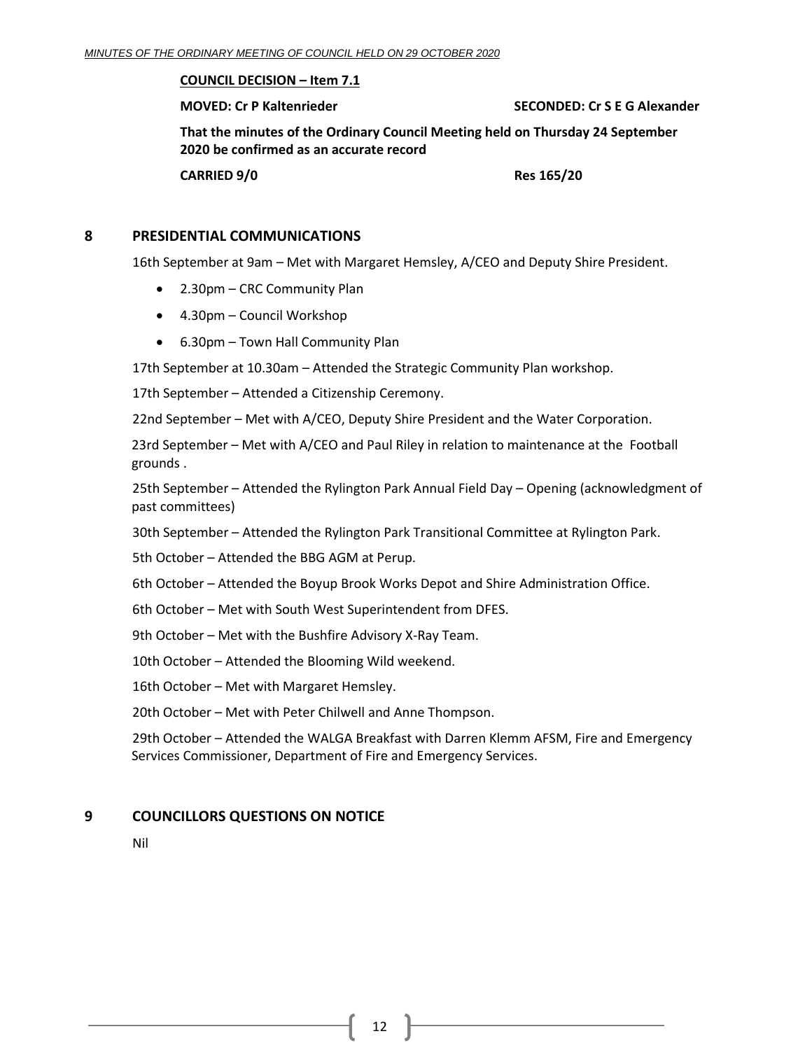**COUNCIL DECISION – Item 7.1**

**MOVED: Cr P Kaltenrieder** **SECONDED: Cr S E G Alexander**

**That the minutes of the Ordinary Council Meeting held on Thursday 24 September 2020 be confirmed as an accurate record**

**CARRIED 9/0** **Res 165/20**

## 8 PRESIDENTIAL COMMUNICATIONS

16th September at 9am – Met with Margaret Hemsley, A/CEO and Deputy Shire President.

- 2.30pm – CRC Community Plan
- 4.30pm – Council Workshop
- 6.30pm – Town Hall Community Plan

17th September at 10.30am – Attended the Strategic Community Plan workshop.

17th September – Attended a Citizenship Ceremony.

22nd September – Met with A/CEO, Deputy Shire President and the Water Corporation.

23rd September – Met with A/CEO and Paul Riley in relation to maintenance at the Football grounds .

25th September – Attended the Rylington Park Annual Field Day – Opening (acknowledgment of past committees)

30th September – Attended the Rylington Park Transitional Committee at Rylington Park.

5th October – Attended the BBG AGM at Perup.

6th October – Attended the Boyup Brook Works Depot and Shire Administration Office.

6th October – Met with South West Superintendent from DFES.

9th October – Met with the Bushfire Advisory X-Ray Team.

10th October – Attended the Blooming Wild weekend.

16th October – Met with Margaret Hemsley.

20th October – Met with Peter Chilwell and Anne Thompson.

29th October – Attended the WALGA Breakfast with Darren Klemm AFSM, Fire and Emergency Services Commissioner, Department of Fire and Emergency Services.

## 9 COUNCILLORS QUESTIONS ON NOTICE

Nil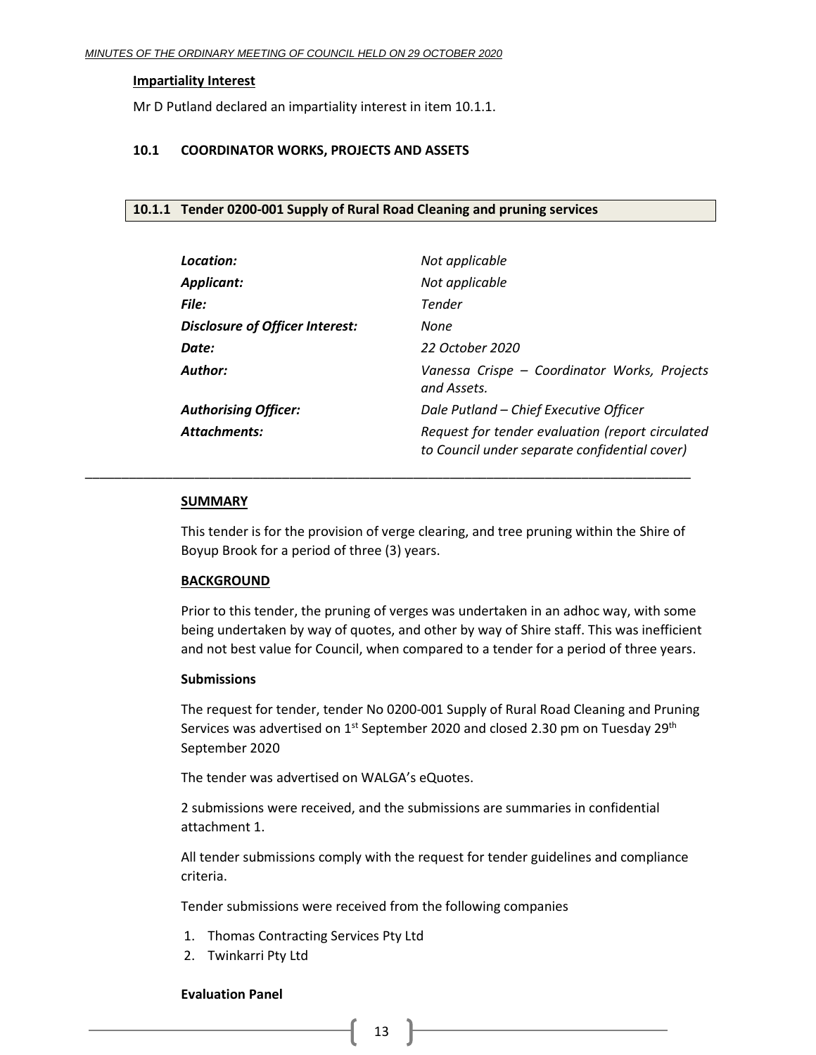**Impartiality Interest**

Mr D Putland declared an impartiality interest in item 10.1.1.

## 10.1 COORDINATOR WORKS, PROJECTS AND ASSETS

### 10.1.1 Tender 0200-001 Supply of Rural Road Cleaning and pruning services

| | |
|---|---|
| ***Location:*** | *Not applicable* |
| ***Applicant:*** | *Not applicable* |
| ***File:*** | *Tender* |
| ***Disclosure of Officer Interest:*** | *None* |
| ***Date:*** | *22 October 2020* |
| ***Author:*** | *Vanessa Crispe – Coordinator Works, Projects and Assets.* |
| ***Authorising Officer:*** | *Dale Putland – Chief Executive Officer* |
| ***Attachments:*** | *Request for tender evaluation (report circulated to Council under separate confidential cover)* |

---

**SUMMARY**

This tender is for the provision of verge clearing, and tree pruning within the Shire of Boyup Brook for a period of three (3) years.

**BACKGROUND**

Prior to this tender, the pruning of verges was undertaken in an adhoc way, with some being undertaken by way of quotes, and other by way of Shire staff. This was inefficient and not best value for Council, when compared to a tender for a period of three years.

**Submissions**

The request for tender, tender No 0200-001 Supply of Rural Road Cleaning and Pruning Services was advertised on 1st September 2020 and closed 2.30 pm on Tuesday 29th September 2020

The tender was advertised on WALGA's eQuotes.

2 submissions were received, and the submissions are summaries in confidential attachment 1.

All tender submissions comply with the request for tender guidelines and compliance criteria.

Tender submissions were received from the following companies

1. Thomas Contracting Services Pty Ltd
2. Twinkarri Pty Ltd

**Evaluation Panel**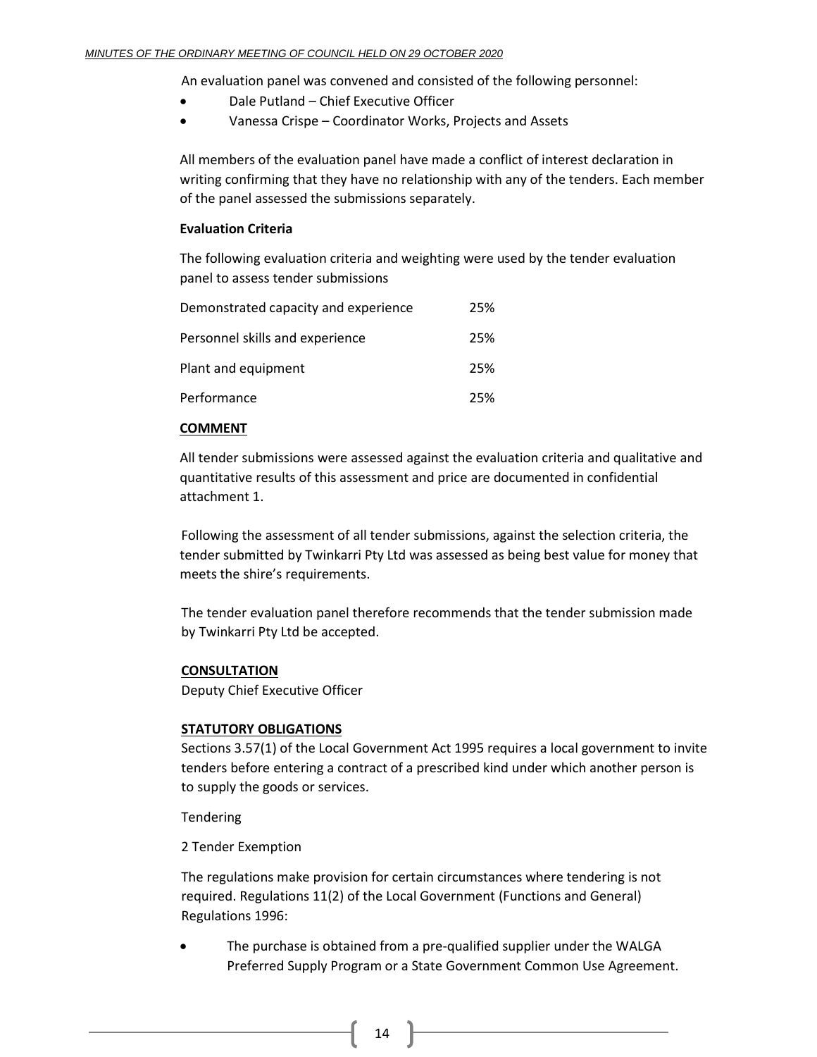An evaluation panel was convened and consisted of the following personnel:

- Dale Putland – Chief Executive Officer
- Vanessa Crispe – Coordinator Works, Projects and Assets

All members of the evaluation panel have made a conflict of interest declaration in writing confirming that they have no relationship with any of the tenders. Each member of the panel assessed the submissions separately.

**Evaluation Criteria**

The following evaluation criteria and weighting were used by the tender evaluation panel to assess tender submissions

| | |
|---|---|
| Demonstrated capacity and experience | 25% |
| Personnel skills and experience | 25% |
| Plant and equipment | 25% |
| Performance | 25% |

**COMMENT**

All tender submissions were assessed against the evaluation criteria and qualitative and quantitative results of this assessment and price are documented in confidential attachment 1.

Following the assessment of all tender submissions, against the selection criteria, the tender submitted by Twinkarri Pty Ltd was assessed as being best value for money that meets the shire's requirements.

The tender evaluation panel therefore recommends that the tender submission made by Twinkarri Pty Ltd be accepted.

**CONSULTATION**

Deputy Chief Executive Officer

**STATUTORY OBLIGATIONS**

Sections 3.57(1) of the Local Government Act 1995 requires a local government to invite tenders before entering a contract of a prescribed kind under which another person is to supply the goods or services.

Tendering

2 Tender Exemption

The regulations make provision for certain circumstances where tendering is not required. Regulations 11(2) of the Local Government (Functions and General) Regulations 1996:

- The purchase is obtained from a pre-qualified supplier under the WALGA Preferred Supply Program or a State Government Common Use Agreement.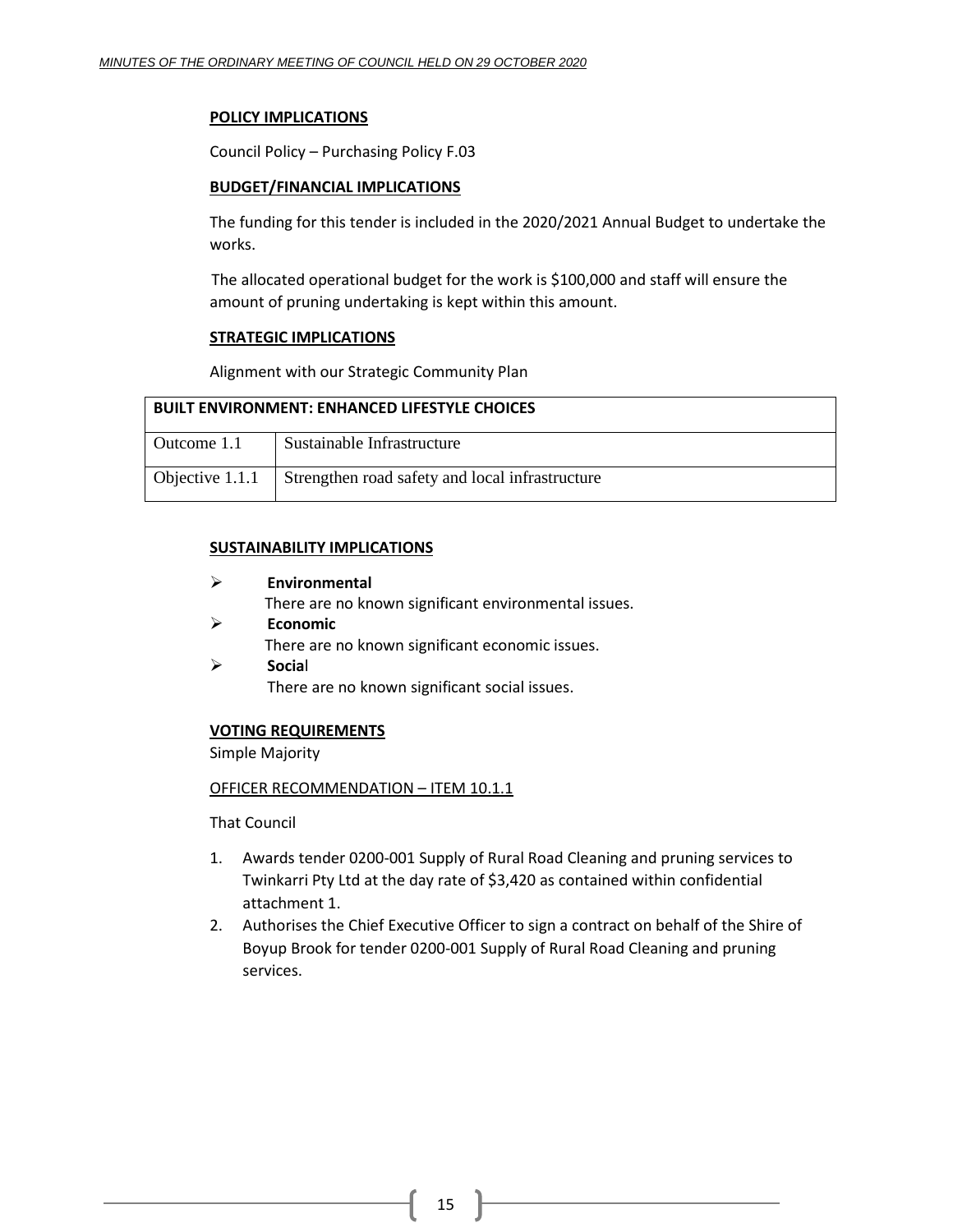**POLICY IMPLICATIONS**

Council Policy – Purchasing Policy F.03

**BUDGET/FINANCIAL IMPLICATIONS**

The funding for this tender is included in the 2020/2021 Annual Budget to undertake the works.

The allocated operational budget for the work is $100,000 and staff will ensure the amount of pruning undertaking is kept within this amount.

**STRATEGIC IMPLICATIONS**

Alignment with our Strategic Community Plan

| BUILT ENVIRONMENT: ENHANCED LIFESTYLE CHOICES | |
|---|---|
| Outcome 1.1 | Sustainable Infrastructure |
| Objective 1.1.1 | Strengthen road safety and local infrastructure |

**SUSTAINABILITY IMPLICATIONS**

- **Environmental**
  There are no known significant environmental issues.
- **Economic**
  There are no known significant economic issues.
- **Social**
  There are no known significant social issues.

**VOTING REQUIREMENTS**

Simple Majority

OFFICER RECOMMENDATION – ITEM 10.1.1

That Council

1. Awards tender 0200-001 Supply of Rural Road Cleaning and pruning services to Twinkarri Pty Ltd at the day rate of $3,420 as contained within confidential attachment 1.
2. Authorises the Chief Executive Officer to sign a contract on behalf of the Shire of Boyup Brook for tender 0200-001 Supply of Rural Road Cleaning and pruning services.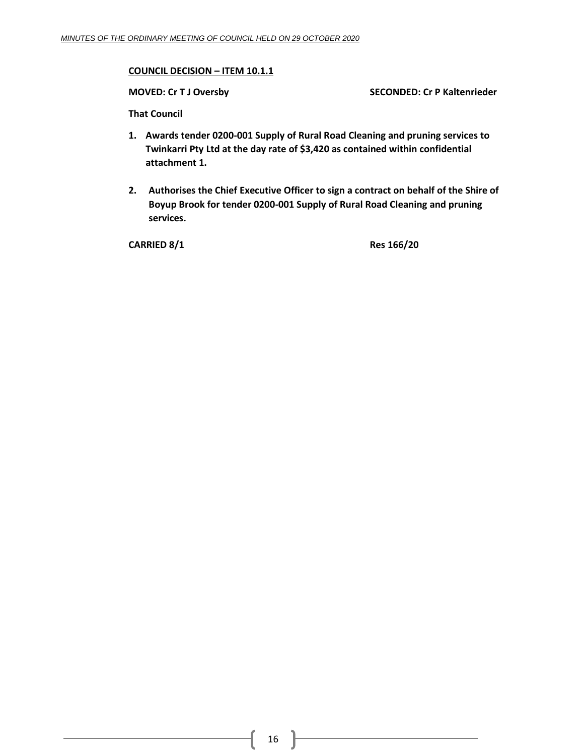**COUNCIL DECISION – ITEM 10.1.1**

**MOVED: Cr T J Oversby** **SECONDED: Cr P Kaltenrieder**

**That Council**

1. **Awards tender 0200-001 Supply of Rural Road Cleaning and pruning services to Twinkarri Pty Ltd at the day rate of $3,420 as contained within confidential attachment 1.**

2. **Authorises the Chief Executive Officer to sign a contract on behalf of the Shire of Boyup Brook for tender 0200-001 Supply of Rural Road Cleaning and pruning services.**

**CARRIED 8/1** **Res 166/20**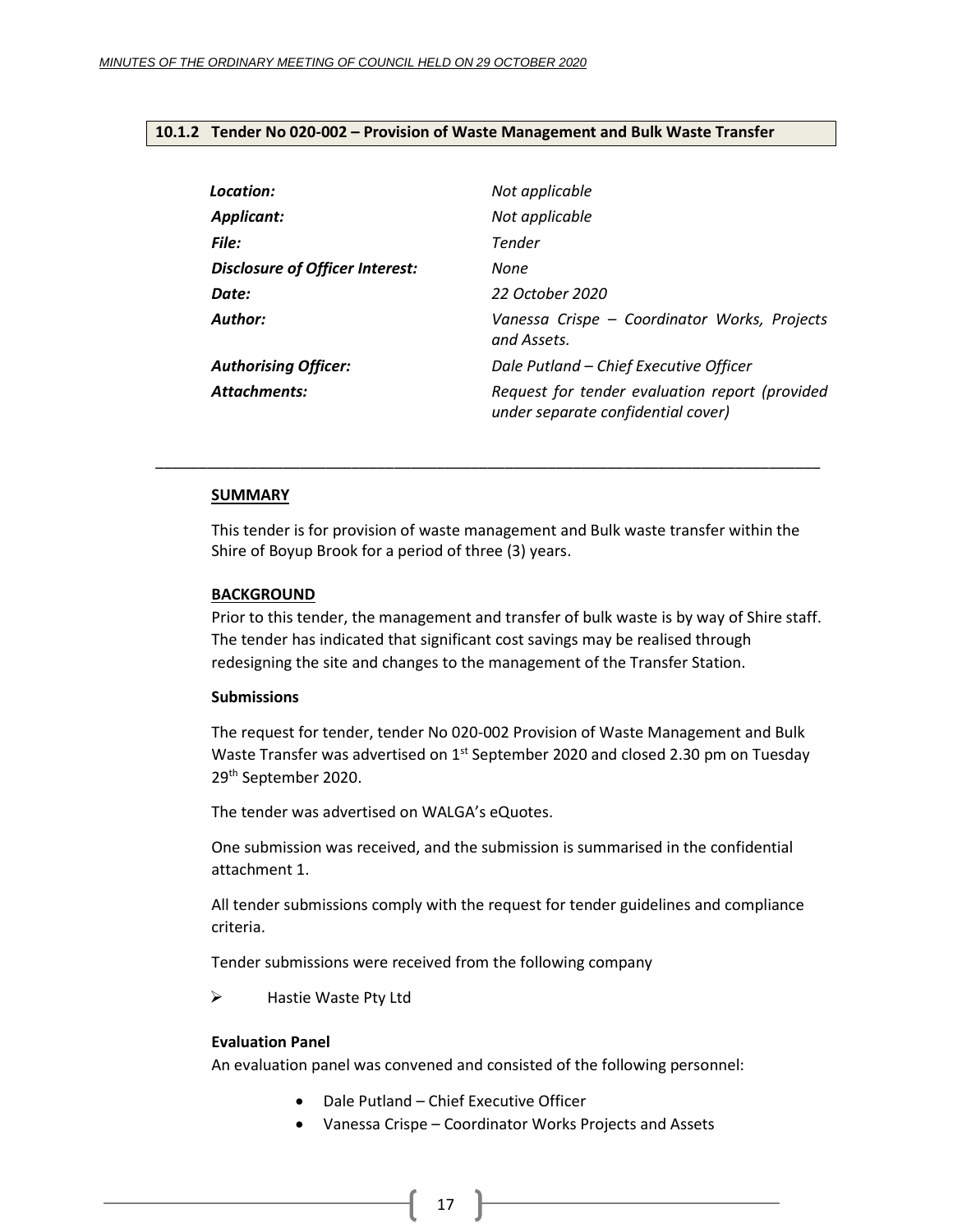### 10.1.2 Tender No 020-002 – Provision of Waste Management and Bulk Waste Transfer

| | |
|---|---|
| ***Location:*** | *Not applicable* |
| ***Applicant:*** | *Not applicable* |
| ***File:*** | *Tender* |
| ***Disclosure of Officer Interest:*** | *None* |
| ***Date:*** | *22 October 2020* |
| ***Author:*** | *Vanessa Crispe – Coordinator Works, Projects and Assets.* |
| ***Authorising Officer:*** | *Dale Putland – Chief Executive Officer* |
| ***Attachments:*** | *Request for tender evaluation report (provided under separate confidential cover)* |

---

**SUMMARY**

This tender is for provision of waste management and Bulk waste transfer within the Shire of Boyup Brook for a period of three (3) years.

**BACKGROUND**

Prior to this tender, the management and transfer of bulk waste is by way of Shire staff. The tender has indicated that significant cost savings may be realised through redesigning the site and changes to the management of the Transfer Station.

**Submissions**

The request for tender, tender No 020-002 Provision of Waste Management and Bulk Waste Transfer was advertised on 1st September 2020 and closed 2.30 pm on Tuesday 29th September 2020.

The tender was advertised on WALGA's eQuotes.

One submission was received, and the submission is summarised in the confidential attachment 1.

All tender submissions comply with the request for tender guidelines and compliance criteria.

Tender submissions were received from the following company

- Hastie Waste Pty Ltd

**Evaluation Panel**

An evaluation panel was convened and consisted of the following personnel:

- Dale Putland – Chief Executive Officer
- Vanessa Crispe – Coordinator Works Projects and Assets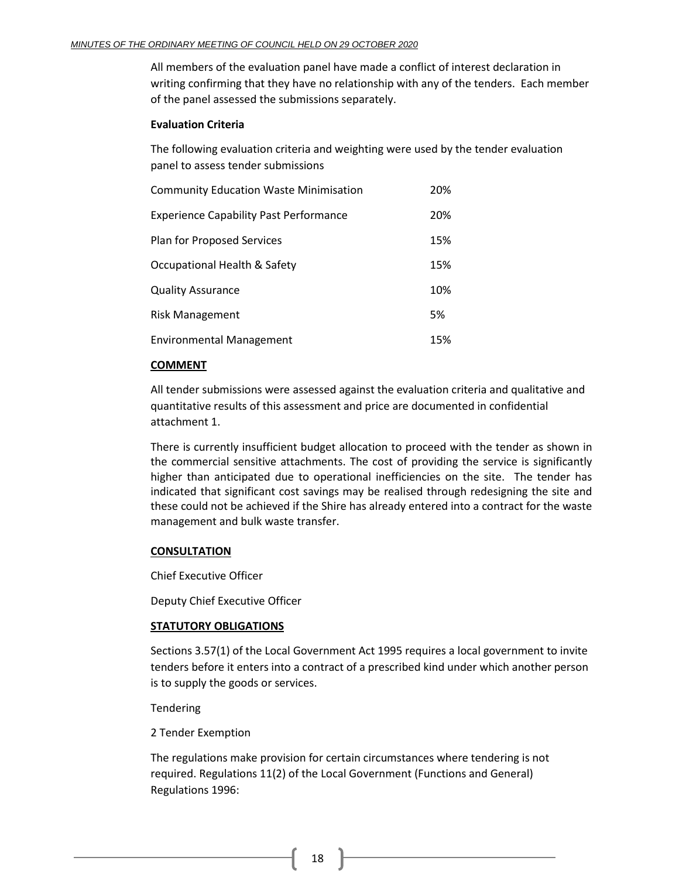All members of the evaluation panel have made a conflict of interest declaration in writing confirming that they have no relationship with any of the tenders. Each member of the panel assessed the submissions separately.

**Evaluation Criteria**

The following evaluation criteria and weighting were used by the tender evaluation panel to assess tender submissions

| | |
|---|---|
| Community Education Waste Minimisation | 20% |
| Experience Capability Past Performance | 20% |
| Plan for Proposed Services | 15% |
| Occupational Health & Safety | 15% |
| Quality Assurance | 10% |
| Risk Management | 5% |
| Environmental Management | 15% |

**COMMENT**

All tender submissions were assessed against the evaluation criteria and qualitative and quantitative results of this assessment and price are documented in confidential attachment 1.

There is currently insufficient budget allocation to proceed with the tender as shown in the commercial sensitive attachments. The cost of providing the service is significantly higher than anticipated due to operational inefficiencies on the site. The tender has indicated that significant cost savings may be realised through redesigning the site and these could not be achieved if the Shire has already entered into a contract for the waste management and bulk waste transfer.

**CONSULTATION**

Chief Executive Officer

Deputy Chief Executive Officer

**STATUTORY OBLIGATIONS**

Sections 3.57(1) of the Local Government Act 1995 requires a local government to invite tenders before it enters into a contract of a prescribed kind under which another person is to supply the goods or services.

Tendering

2 Tender Exemption

The regulations make provision for certain circumstances where tendering is not required. Regulations 11(2) of the Local Government (Functions and General) Regulations 1996: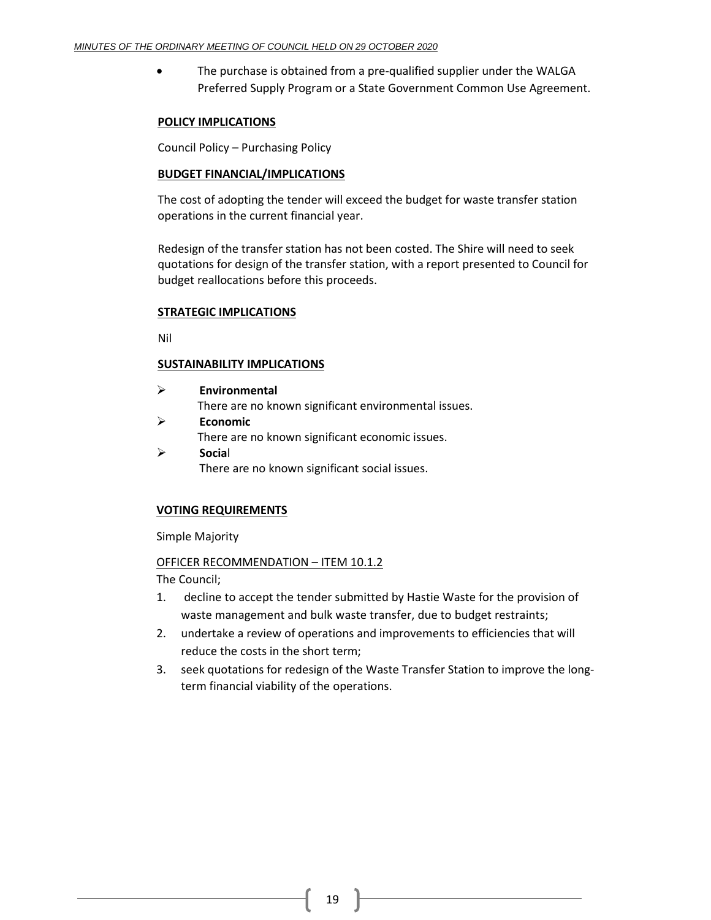- The purchase is obtained from a pre-qualified supplier under the WALGA Preferred Supply Program or a State Government Common Use Agreement.

**POLICY IMPLICATIONS**

Council Policy – Purchasing Policy

**BUDGET FINANCIAL/IMPLICATIONS**

The cost of adopting the tender will exceed the budget for waste transfer station operations in the current financial year.

Redesign of the transfer station has not been costed. The Shire will need to seek quotations for design of the transfer station, with a report presented to Council for budget reallocations before this proceeds.

**STRATEGIC IMPLICATIONS**

Nil

**SUSTAINABILITY IMPLICATIONS**

- **Environmental**
  There are no known significant environmental issues.
- **Economic**
  There are no known significant economic issues.
- **Social**
  There are no known significant social issues.

**VOTING REQUIREMENTS**

Simple Majority

OFFICER RECOMMENDATION – ITEM 10.1.2

The Council;

1. decline to accept the tender submitted by Hastie Waste for the provision of waste management and bulk waste transfer, due to budget restraints;
2. undertake a review of operations and improvements to efficiencies that will reduce the costs in the short term;
3. seek quotations for redesign of the Waste Transfer Station to improve the long-term financial viability of the operations.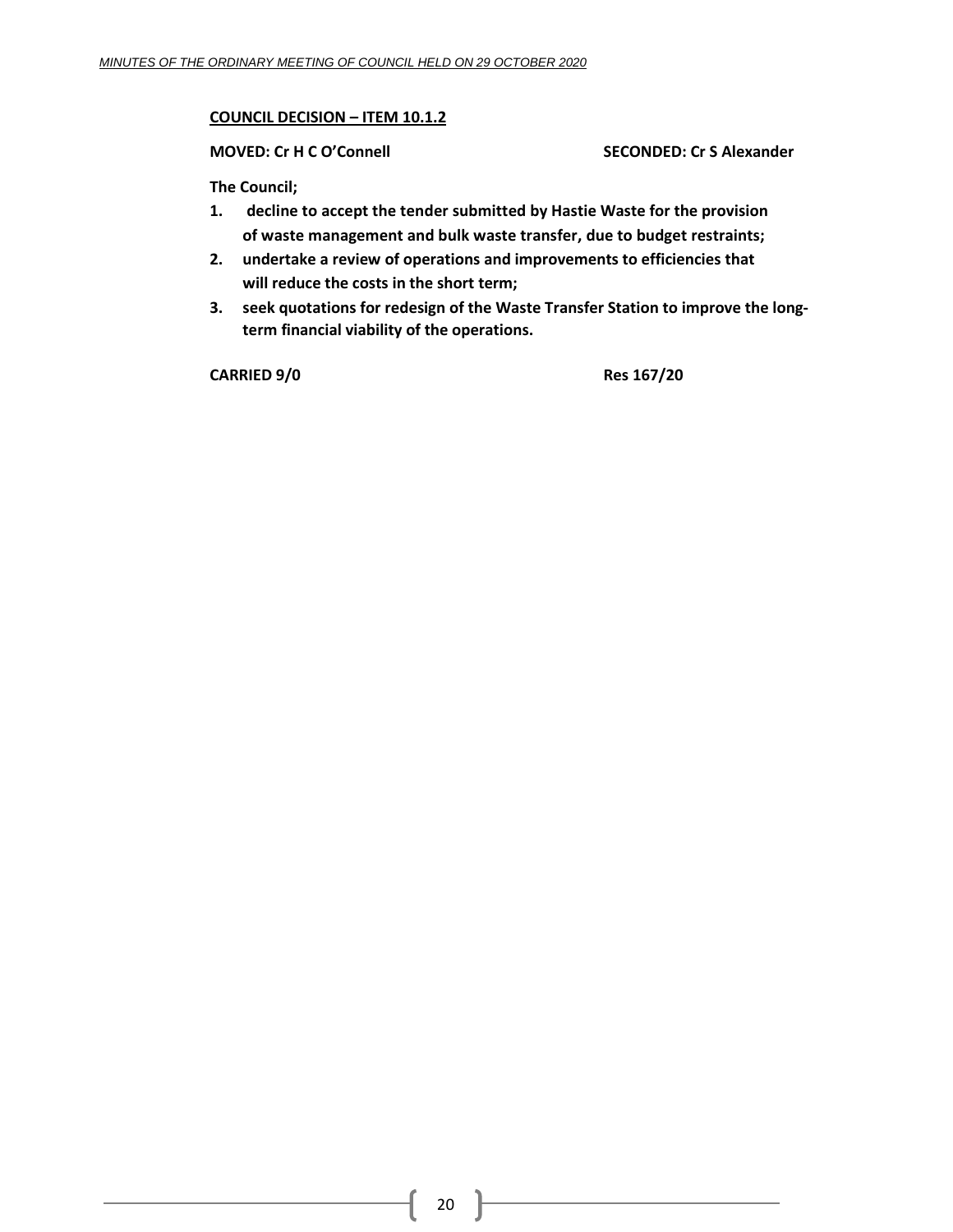**COUNCIL DECISION – ITEM 10.1.2**

**MOVED: Cr H C O'Connell** **SECONDED: Cr S Alexander**

**The Council;**

1. **decline to accept the tender submitted by Hastie Waste for the provision of waste management and bulk waste transfer, due to budget restraints;**
2. **undertake a review of operations and improvements to efficiencies that will reduce the costs in the short term;**
3. **seek quotations for redesign of the Waste Transfer Station to improve the long-term financial viability of the operations.**

**CARRIED 9/0** **Res 167/20**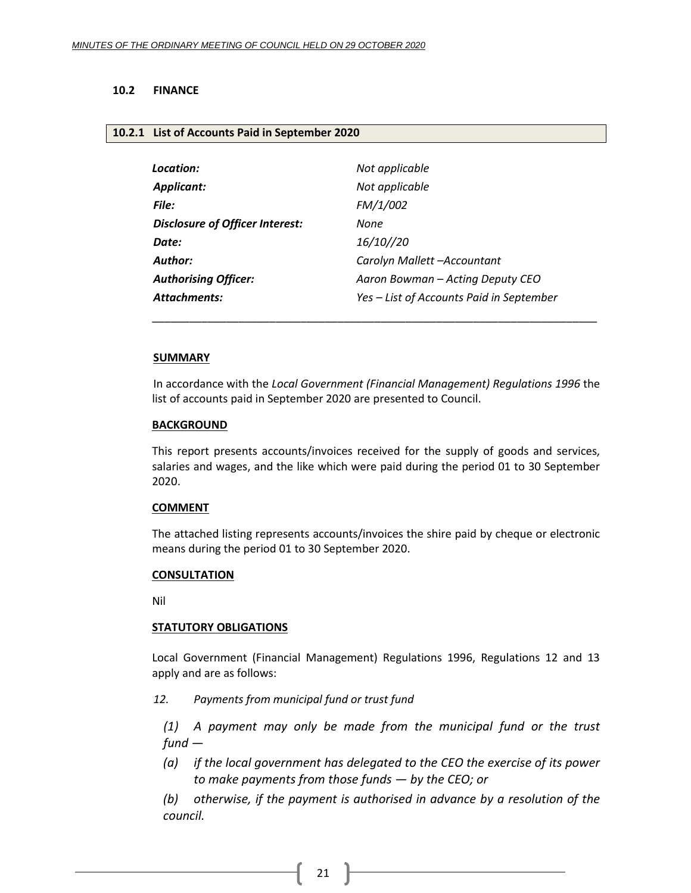## 10.2 FINANCE

### 10.2.1 List of Accounts Paid in September 2020

| | |
|---|---|
| ***Location:*** | *Not applicable* |
| ***Applicant:*** | *Not applicable* |
| ***File:*** | *FM/1/002* |
| ***Disclosure of Officer Interest:*** | *None* |
| ***Date:*** | *16/10//20* |
| ***Author:*** | *Carolyn Mallett –Accountant* |
| ***Authorising Officer:*** | *Aaron Bowman – Acting Deputy CEO* |
| ***Attachments:*** | *Yes – List of Accounts Paid in September* |

---

**SUMMARY**

In accordance with the *Local Government (Financial Management) Regulations 1996* the list of accounts paid in September 2020 are presented to Council.

**BACKGROUND**

This report presents accounts/invoices received for the supply of goods and services, salaries and wages, and the like which were paid during the period 01 to 30 September 2020.

**COMMENT**

The attached listing represents accounts/invoices the shire paid by cheque or electronic means during the period 01 to 30 September 2020.

**CONSULTATION**

Nil

**STATUTORY OBLIGATIONS**

Local Government (Financial Management) Regulations 1996, Regulations 12 and 13 apply and are as follows:

*12. Payments from municipal fund or trust fund*

*(1) A payment may only be made from the municipal fund or the trust fund —*

*(a) if the local government has delegated to the CEO the exercise of its power to make payments from those funds — by the CEO; or*

*(b) otherwise, if the payment is authorised in advance by a resolution of the council.*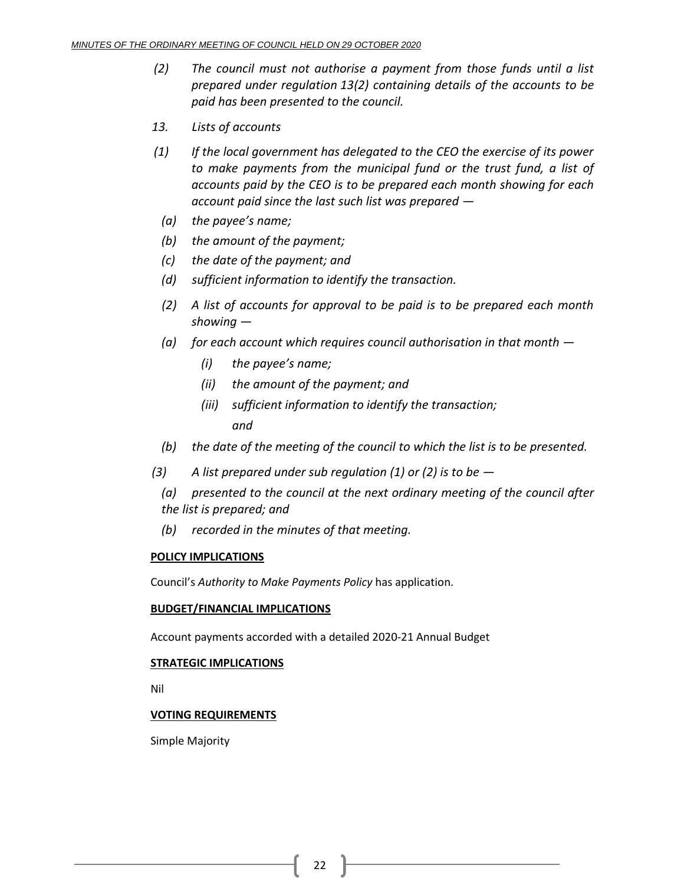*(2) The council must not authorise a payment from those funds until a list prepared under regulation 13(2) containing details of the accounts to be paid has been presented to the council.*

*13. Lists of accounts*

*(1) If the local government has delegated to the CEO the exercise of its power to make payments from the municipal fund or the trust fund, a list of accounts paid by the CEO is to be prepared each month showing for each account paid since the last such list was prepared —*

*(a) the payee's name;*

*(b) the amount of the payment;*

*(c) the date of the payment; and*

*(d) sufficient information to identify the transaction.*

*(2) A list of accounts for approval to be paid is to be prepared each month showing —*

*(a) for each account which requires council authorisation in that month —*

*(i) the payee's name;*

*(ii) the amount of the payment; and*

*(iii) sufficient information to identify the transaction; and*

*(b) the date of the meeting of the council to which the list is to be presented.*

*(3) A list prepared under sub regulation (1) or (2) is to be —*

*(a) presented to the council at the next ordinary meeting of the council after the list is prepared; and*

*(b) recorded in the minutes of that meeting.*

**POLICY IMPLICATIONS**

Council's *Authority to Make Payments Policy* has application.

**BUDGET/FINANCIAL IMPLICATIONS**

Account payments accorded with a detailed 2020-21 Annual Budget

**STRATEGIC IMPLICATIONS**

Nil

**VOTING REQUIREMENTS**

Simple Majority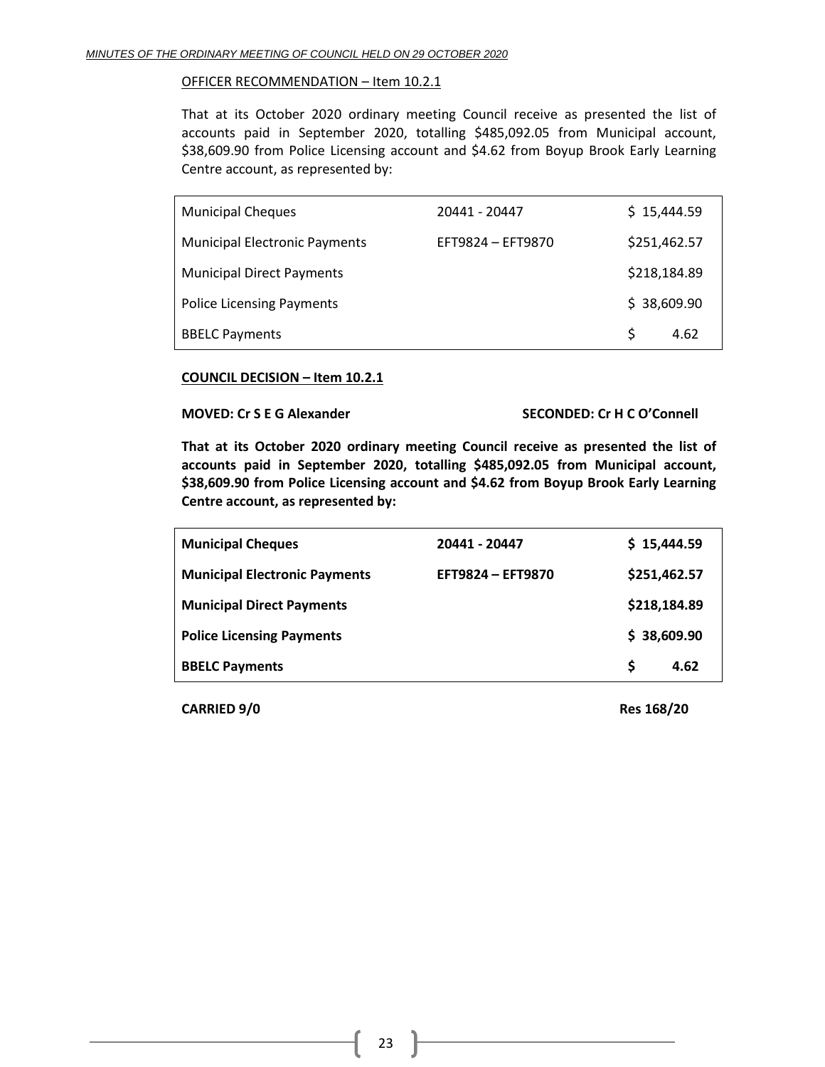OFFICER RECOMMENDATION – Item 10.2.1

That at its October 2020 ordinary meeting Council receive as presented the list of accounts paid in September 2020, totalling $485,092.05 from Municipal account, $38,609.90 from Police Licensing account and $4.62 from Boyup Brook Early Learning Centre account, as represented by:

| | | |
|---|---|---|
| Municipal Cheques | 20441 - 20447 | $ 15,444.59 |
| Municipal Electronic Payments | EFT9824 – EFT9870 | $251,462.57 |
| Municipal Direct Payments | | $218,184.89 |
| Police Licensing Payments | | $ 38,609.90 |
| BBELC Payments | | $ 4.62 |

**COUNCIL DECISION – Item 10.2.1**

**MOVED: Cr S E G Alexander** **SECONDED: Cr H C O'Connell**

**That at its October 2020 ordinary meeting Council receive as presented the list of accounts paid in September 2020, totalling $485,092.05 from Municipal account, $38,609.90 from Police Licensing account and $4.62 from Boyup Brook Early Learning Centre account, as represented by:**

| | | |
|---|---|---|
| **Municipal Cheques** | **20441 - 20447** | **$ 15,444.59** |
| **Municipal Electronic Payments** | **EFT9824 – EFT9870** | **$251,462.57** |
| **Municipal Direct Payments** | | **$218,184.89** |
| **Police Licensing Payments** | | **$ 38,609.90** |
| **BBELC Payments** | | **$ 4.62** |

**CARRIED 9/0** **Res 168/20**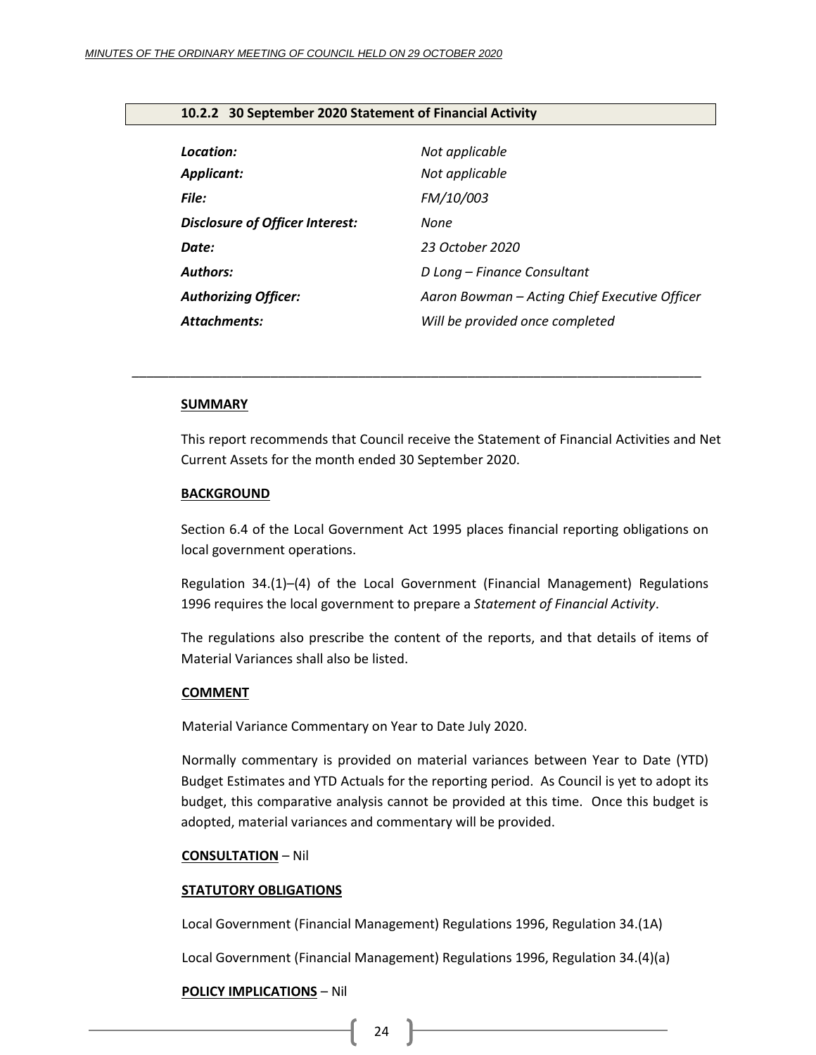### 10.2.2 30 September 2020 Statement of Financial Activity

| | |
|---|---|
| ***Location:*** | *Not applicable* |
| ***Applicant:*** | *Not applicable* |
| ***File:*** | *FM/10/003* |
| ***Disclosure of Officer Interest:*** | *None* |
| ***Date:*** | *23 October 2020* |
| ***Authors:*** | *D Long – Finance Consultant* |
| ***Authorizing Officer:*** | *Aaron Bowman – Acting Chief Executive Officer* |
| ***Attachments:*** | *Will be provided once completed* |

---

**SUMMARY**

This report recommends that Council receive the Statement of Financial Activities and Net Current Assets for the month ended 30 September 2020.

**BACKGROUND**

Section 6.4 of the Local Government Act 1995 places financial reporting obligations on local government operations.

Regulation 34.(1)–(4) of the Local Government (Financial Management) Regulations 1996 requires the local government to prepare a *Statement of Financial Activity*.

The regulations also prescribe the content of the reports, and that details of items of Material Variances shall also be listed.

**COMMENT**

Material Variance Commentary on Year to Date July 2020.

Normally commentary is provided on material variances between Year to Date (YTD) Budget Estimates and YTD Actuals for the reporting period. As Council is yet to adopt its budget, this comparative analysis cannot be provided at this time. Once this budget is adopted, material variances and commentary will be provided.

**CONSULTATION** – Nil

**STATUTORY OBLIGATIONS**

Local Government (Financial Management) Regulations 1996, Regulation 34.(1A)

Local Government (Financial Management) Regulations 1996, Regulation 34.(4)(a)

**POLICY IMPLICATIONS** – Nil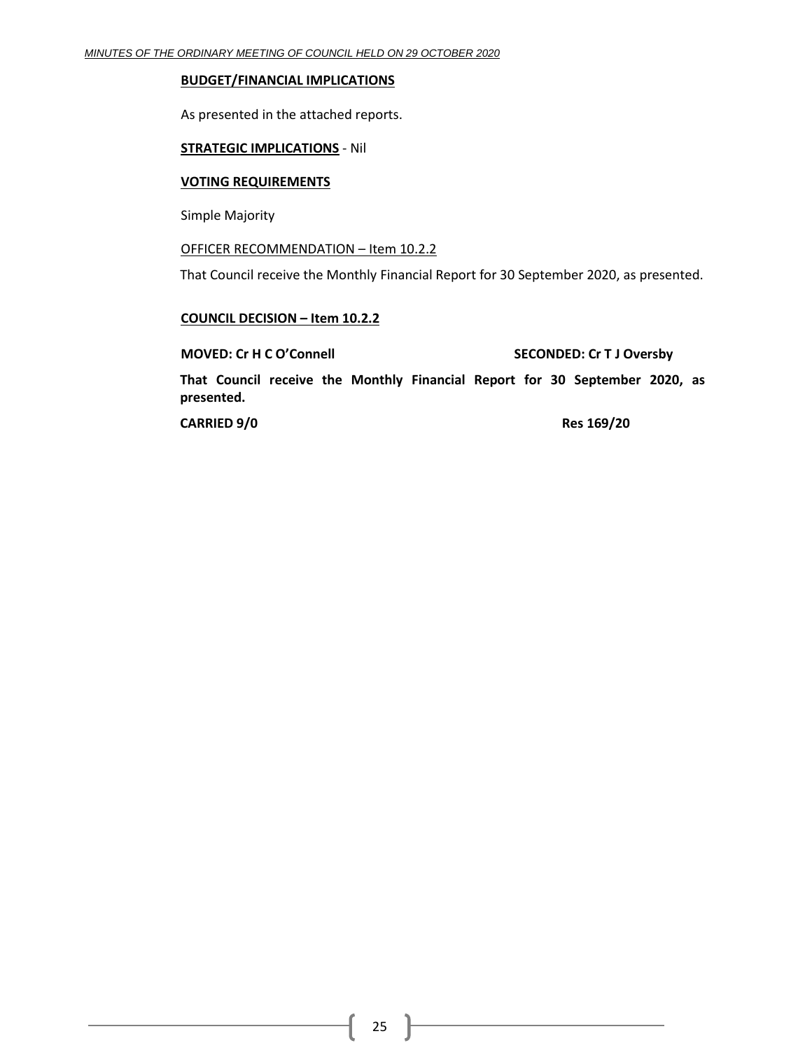**BUDGET/FINANCIAL IMPLICATIONS**

As presented in the attached reports.

**STRATEGIC IMPLICATIONS** - Nil

**VOTING REQUIREMENTS**

Simple Majority

OFFICER RECOMMENDATION – Item 10.2.2

That Council receive the Monthly Financial Report for 30 September 2020, as presented.

**COUNCIL DECISION – Item 10.2.2**

**MOVED: Cr H C O'Connell** **SECONDED: Cr T J Oversby**

**That Council receive the Monthly Financial Report for 30 September 2020, as presented.**

**CARRIED 9/0** **Res 169/20**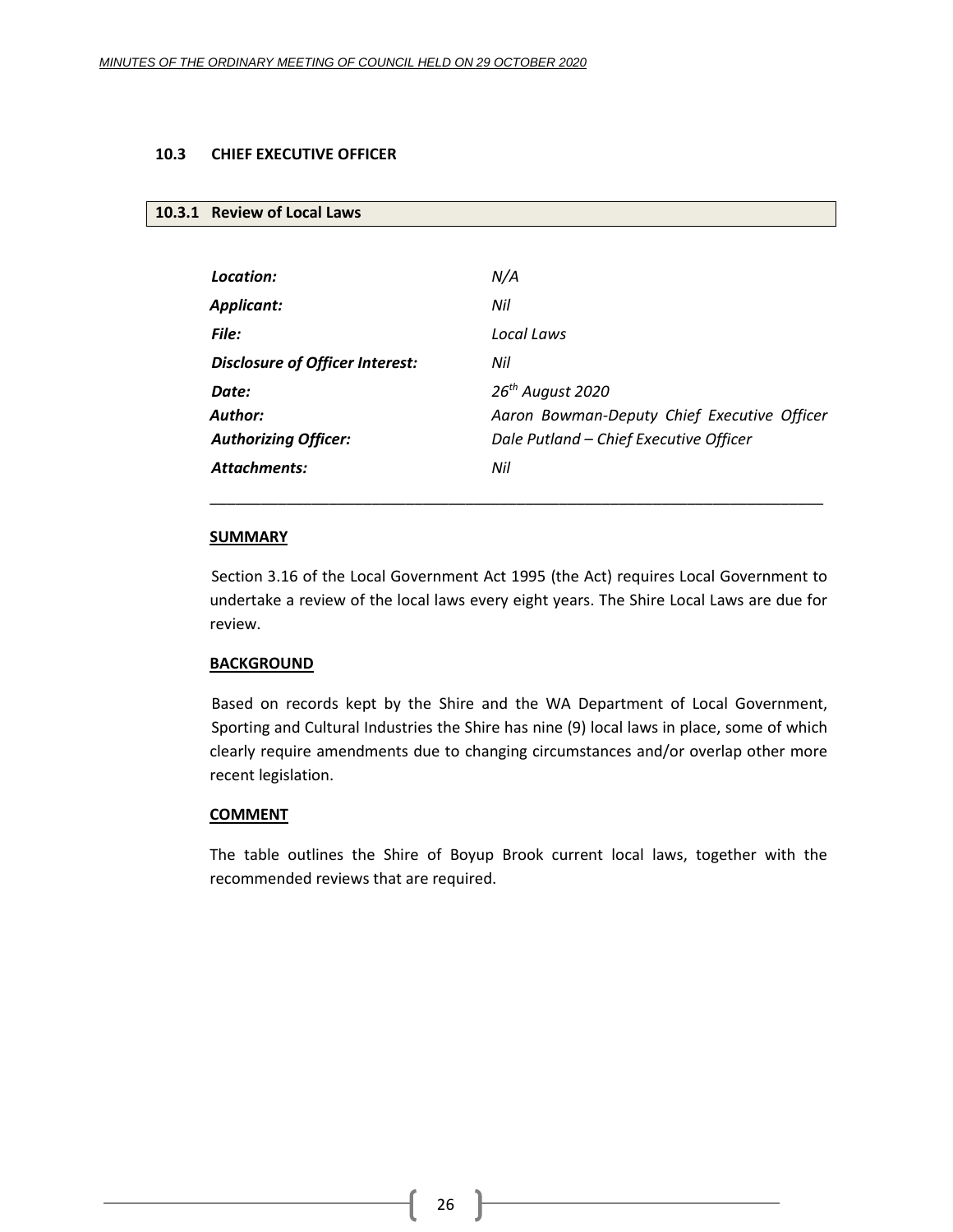## 10.3 CHIEF EXECUTIVE OFFICER

### 10.3.1 Review of Local Laws

| | |
|---|---|
| ***Location:*** | *N/A* |
| ***Applicant:*** | *Nil* |
| ***File:*** | *Local Laws* |
| ***Disclosure of Officer Interest:*** | *Nil* |
| ***Date:*** | *26th August 2020* |
| ***Author:*** | *Aaron Bowman-Deputy Chief Executive Officer* |
| ***Authorizing Officer:*** | *Dale Putland – Chief Executive Officer* |
| ***Attachments:*** | *Nil* |

---

**SUMMARY**

Section 3.16 of the Local Government Act 1995 (the Act) requires Local Government to undertake a review of the local laws every eight years. The Shire Local Laws are due for review.

**BACKGROUND**

Based on records kept by the Shire and the WA Department of Local Government, Sporting and Cultural Industries the Shire has nine (9) local laws in place, some of which clearly require amendments due to changing circumstances and/or overlap other more recent legislation.

**COMMENT**

The table outlines the Shire of Boyup Brook current local laws, together with the recommended reviews that are required.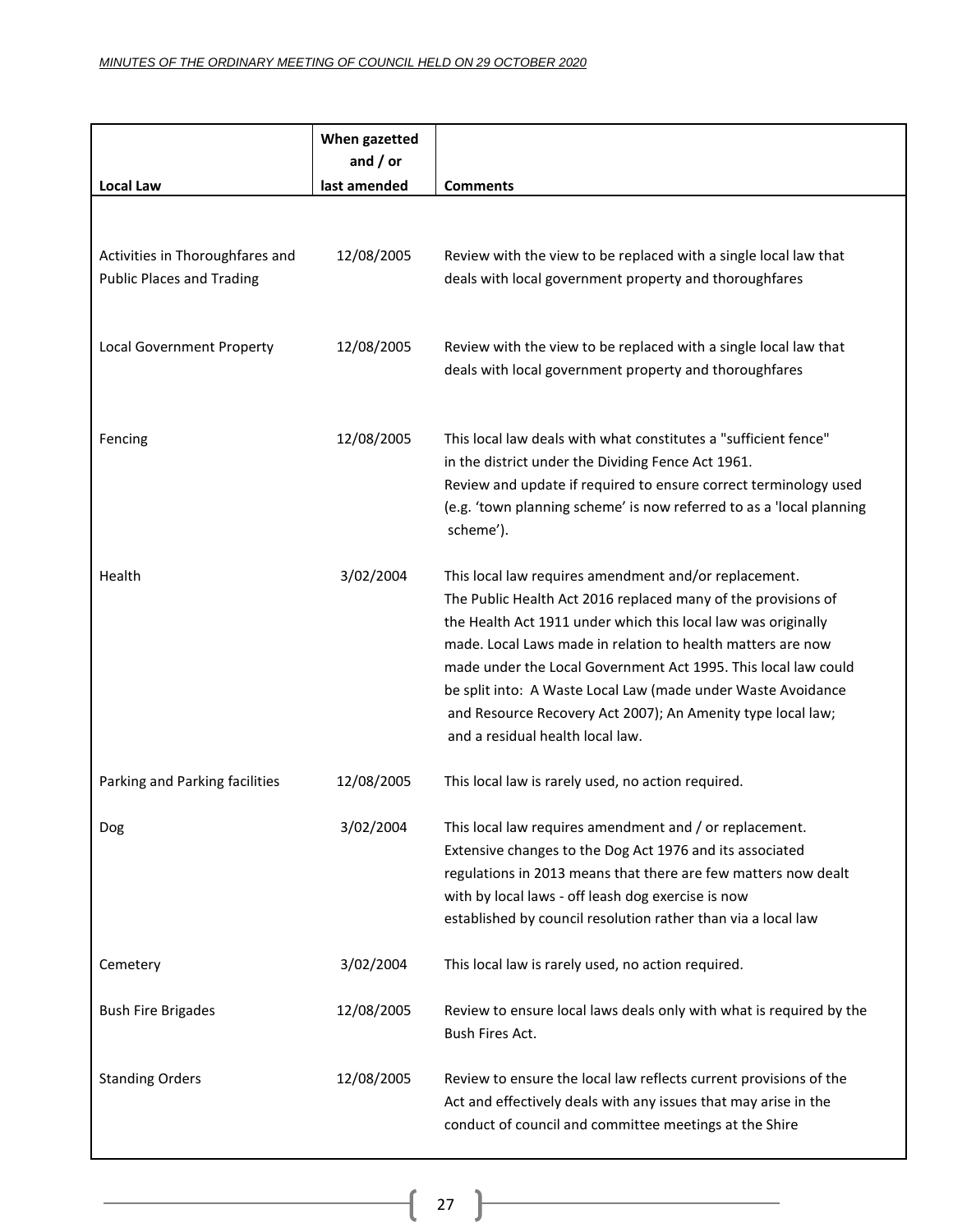| Local Law | When gazetted and / or last amended | Comments |
|---|---|---|
| Activities in Thoroughfares and Public Places and Trading | 12/08/2005 | Review with the view to be replaced with a single local law that deals with local government property and thoroughfares |
| Local Government Property | 12/08/2005 | Review with the view to be replaced with a single local law that deals with local government property and thoroughfares |
| Fencing | 12/08/2005 | This local law deals with what constitutes a "sufficient fence" in the district under the Dividing Fence Act 1961. Review and update if required to ensure correct terminology used (e.g. 'town planning scheme' is now referred to as a 'local planning scheme'). |
| Health | 3/02/2004 | This local law requires amendment and/or replacement. The Public Health Act 2016 replaced many of the provisions of the Health Act 1911 under which this local law was originally made. Local Laws made in relation to health matters are now made under the Local Government Act 1995. This local law could be split into: A Waste Local Law (made under Waste Avoidance and Resource Recovery Act 2007); An Amenity type local law; and a residual health local law. |
| Parking and Parking facilities | 12/08/2005 | This local law is rarely used, no action required. |
| Dog | 3/02/2004 | This local law requires amendment and / or replacement. Extensive changes to the Dog Act 1976 and its associated regulations in 2013 means that there are few matters now dealt with by local laws - off leash dog exercise is now established by council resolution rather than via a local law |
| Cemetery | 3/02/2004 | This local law is rarely used, no action required. |
| Bush Fire Brigades | 12/08/2005 | Review to ensure local laws deals only with what is required by the Bush Fires Act. |
| Standing Orders | 12/08/2005 | Review to ensure the local law reflects current provisions of the Act and effectively deals with any issues that may arise in the conduct of council and committee meetings at the Shire |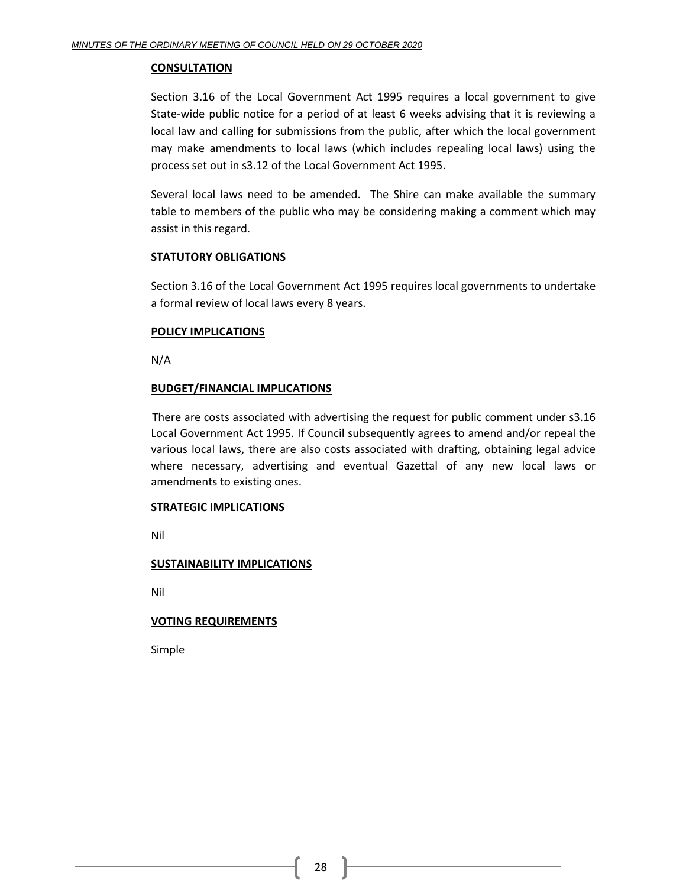**CONSULTATION**

Section 3.16 of the Local Government Act 1995 requires a local government to give State-wide public notice for a period of at least 6 weeks advising that it is reviewing a local law and calling for submissions from the public, after which the local government may make amendments to local laws (which includes repealing local laws) using the process set out in s3.12 of the Local Government Act 1995.

Several local laws need to be amended. The Shire can make available the summary table to members of the public who may be considering making a comment which may assist in this regard.

**STATUTORY OBLIGATIONS**

Section 3.16 of the Local Government Act 1995 requires local governments to undertake a formal review of local laws every 8 years.

**POLICY IMPLICATIONS**

N/A

**BUDGET/FINANCIAL IMPLICATIONS**

There are costs associated with advertising the request for public comment under s3.16 Local Government Act 1995. If Council subsequently agrees to amend and/or repeal the various local laws, there are also costs associated with drafting, obtaining legal advice where necessary, advertising and eventual Gazettal of any new local laws or amendments to existing ones.

**STRATEGIC IMPLICATIONS**

Nil

**SUSTAINABILITY IMPLICATIONS**

Nil

**VOTING REQUIREMENTS**

Simple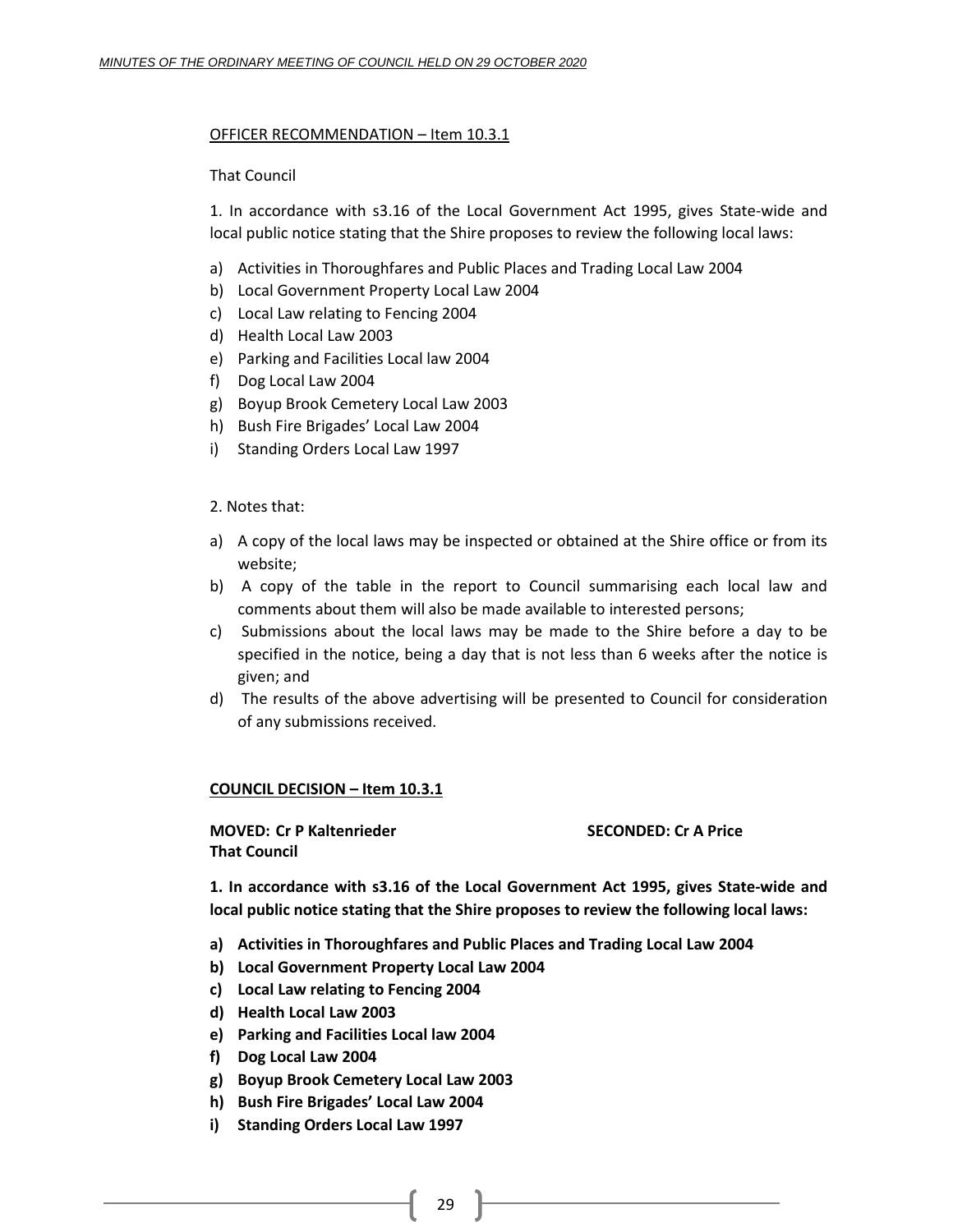<u>OFFICER RECOMMENDATION – Item 10.3.1</u>

That Council

1. In accordance with s3.16 of the Local Government Act 1995, gives State-wide and local public notice stating that the Shire proposes to review the following local laws:

a) Activities in Thoroughfares and Public Places and Trading Local Law 2004
b) Local Government Property Local Law 2004
c) Local Law relating to Fencing 2004
d) Health Local Law 2003
e) Parking and Facilities Local law 2004
f) Dog Local Law 2004
g) Boyup Brook Cemetery Local Law 2003
h) Bush Fire Brigades' Local Law 2004
i) Standing Orders Local Law 1997

2. Notes that:

a) A copy of the local laws may be inspected or obtained at the Shire office or from its website;
b) A copy of the table in the report to Council summarising each local law and comments about them will also be made available to interested persons;
c) Submissions about the local laws may be made to the Shire before a day to be specified in the notice, being a day that is not less than 6 weeks after the notice is given; and
d) The results of the above advertising will be presented to Council for consideration of any submissions received.

**<u>COUNCIL DECISION – Item 10.3.1</u>**

**MOVED: Cr P Kaltenrieder** **SECONDED: Cr A Price**

**That Council**

**1. In accordance with s3.16 of the Local Government Act 1995, gives State-wide and local public notice stating that the Shire proposes to review the following local laws:**

**a) Activities in Thoroughfares and Public Places and Trading Local Law 2004**
**b) Local Government Property Local Law 2004**
**c) Local Law relating to Fencing 2004**
**d) Health Local Law 2003**
**e) Parking and Facilities Local law 2004**
**f) Dog Local Law 2004**
**g) Boyup Brook Cemetery Local Law 2003**
**h) Bush Fire Brigades' Local Law 2004**
**i) Standing Orders Local Law 1997**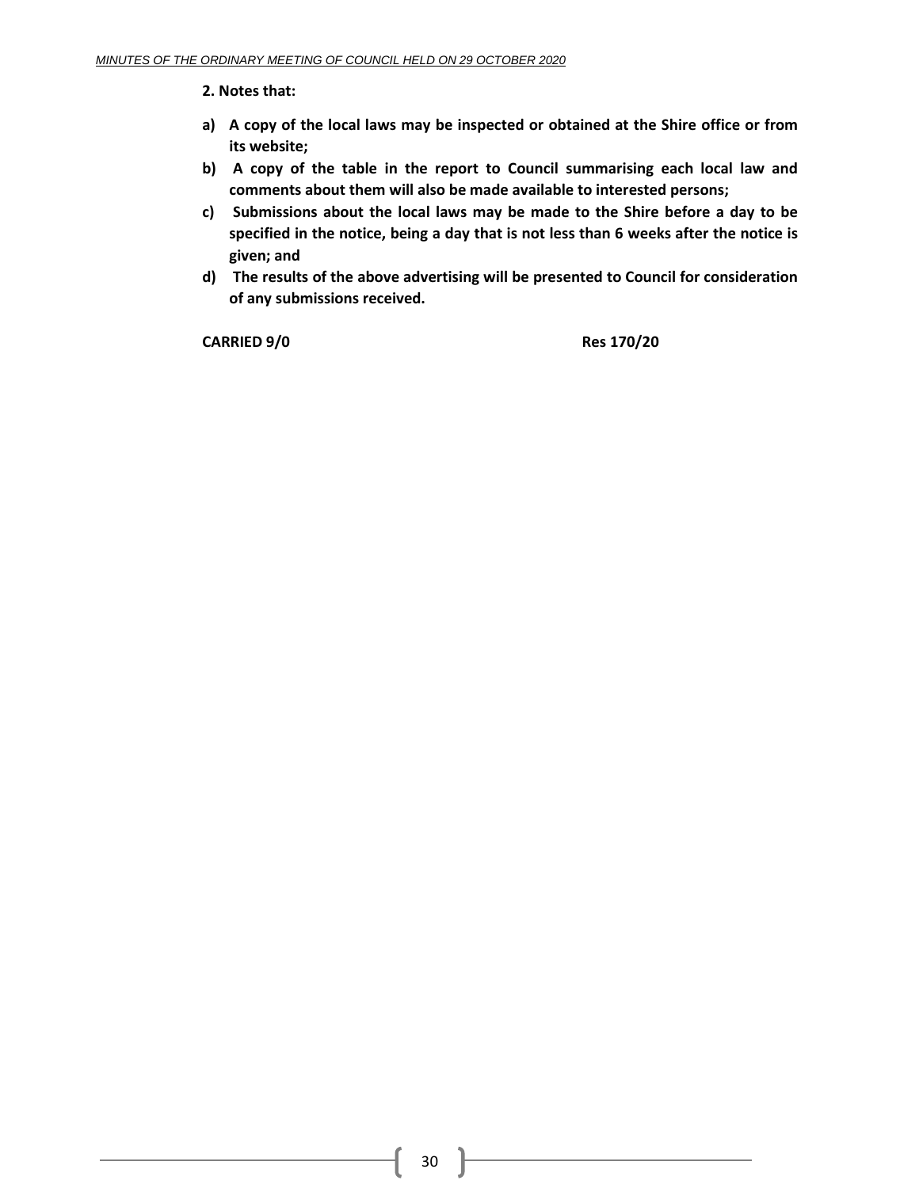**2. Notes that:**

- **a) A copy of the local laws may be inspected or obtained at the Shire office or from its website;**
- **b) A copy of the table in the report to Council summarising each local law and comments about them will also be made available to interested persons;**
- **c) Submissions about the local laws may be made to the Shire before a day to be specified in the notice, being a day that is not less than 6 weeks after the notice is given; and**
- **d) The results of the above advertising will be presented to Council for consideration of any submissions received.**

**CARRIED 9/0** **Res 170/20**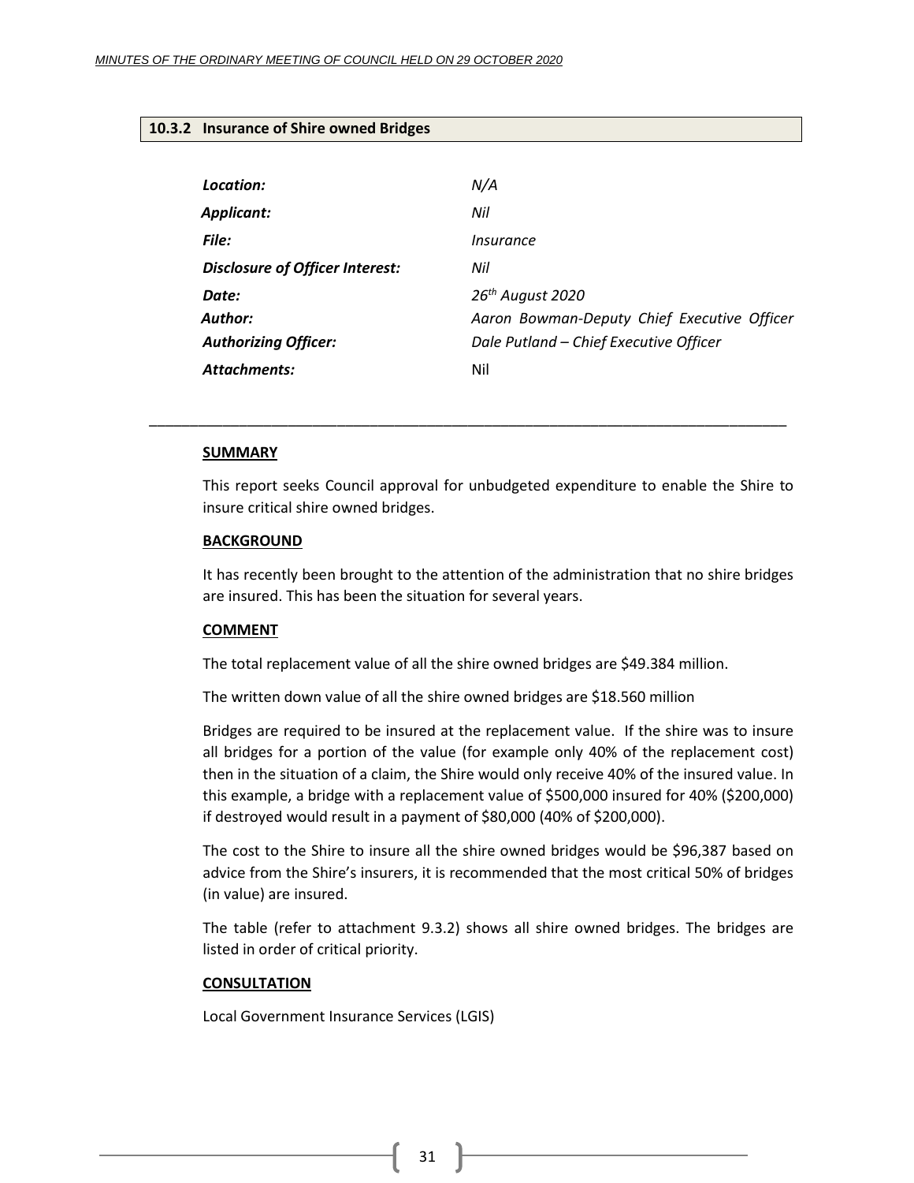### 10.3.2 Insurance of Shire owned Bridges

| | |
|---|---|
| ***Location:*** | *N/A* |
| ***Applicant:*** | *Nil* |
| ***File:*** | *Insurance* |
| ***Disclosure of Officer Interest:*** | *Nil* |
| ***Date:*** | *26th August 2020* |
| ***Author:*** | *Aaron Bowman-Deputy Chief Executive Officer* |
| ***Authorizing Officer:*** | *Dale Putland – Chief Executive Officer* |
| ***Attachments:*** | Nil |

---

**SUMMARY**

This report seeks Council approval for unbudgeted expenditure to enable the Shire to insure critical shire owned bridges.

**BACKGROUND**

It has recently been brought to the attention of the administration that no shire bridges are insured. This has been the situation for several years.

**COMMENT**

The total replacement value of all the shire owned bridges are $49.384 million.

The written down value of all the shire owned bridges are $18.560 million

Bridges are required to be insured at the replacement value. If the shire was to insure all bridges for a portion of the value (for example only 40% of the replacement cost) then in the situation of a claim, the Shire would only receive 40% of the insured value. In this example, a bridge with a replacement value of $500,000 insured for 40% ($200,000) if destroyed would result in a payment of $80,000 (40% of $200,000).

The cost to the Shire to insure all the shire owned bridges would be $96,387 based on advice from the Shire's insurers, it is recommended that the most critical 50% of bridges (in value) are insured.

The table (refer to attachment 9.3.2) shows all shire owned bridges. The bridges are listed in order of critical priority.

**CONSULTATION**

Local Government Insurance Services (LGIS)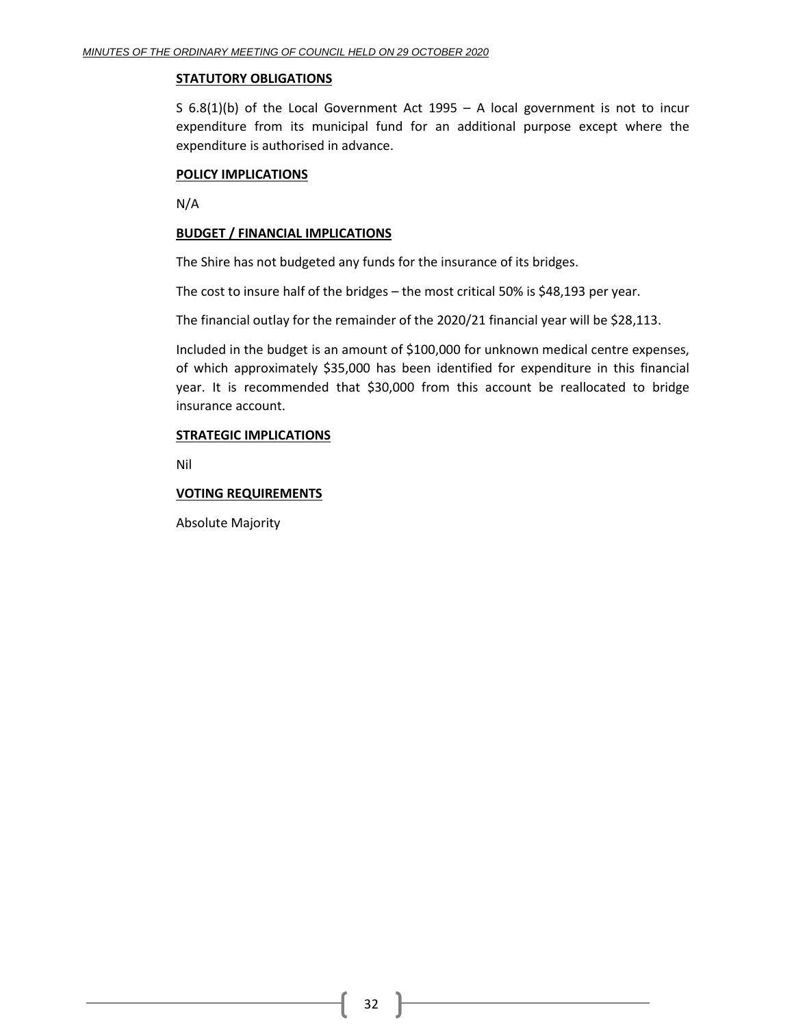**STATUTORY OBLIGATIONS**

S 6.8(1)(b) of the Local Government Act 1995 – A local government is not to incur expenditure from its municipal fund for an additional purpose except where the expenditure is authorised in advance.

**POLICY IMPLICATIONS**

N/A

**BUDGET / FINANCIAL IMPLICATIONS**

The Shire has not budgeted any funds for the insurance of its bridges.

The cost to insure half of the bridges – the most critical 50% is $48,193 per year.

The financial outlay for the remainder of the 2020/21 financial year will be $28,113.

Included in the budget is an amount of $100,000 for unknown medical centre expenses, of which approximately $35,000 has been identified for expenditure in this financial year. It is recommended that $30,000 from this account be reallocated to bridge insurance account.

**STRATEGIC IMPLICATIONS**

Nil

**VOTING REQUIREMENTS**

Absolute Majority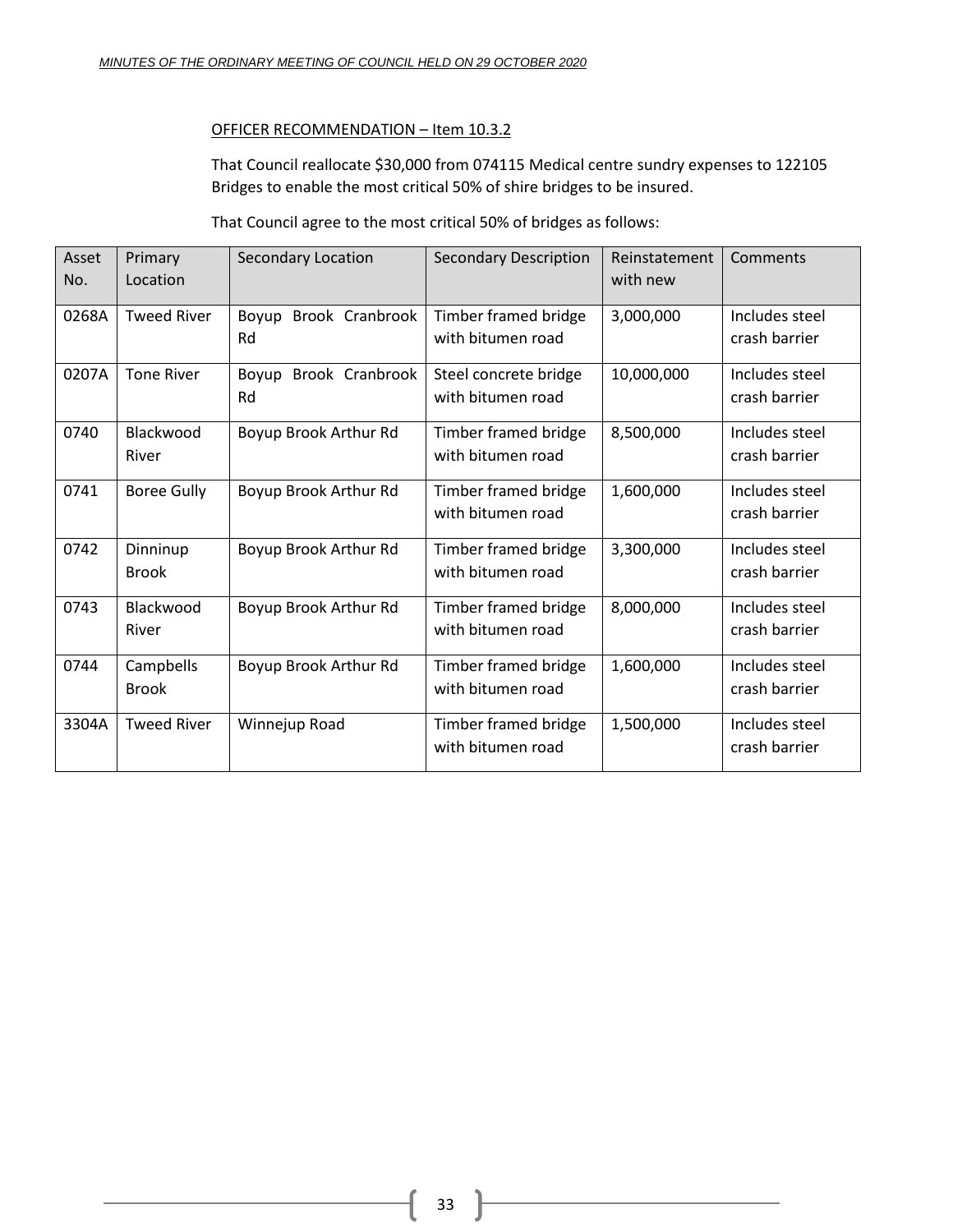OFFICER RECOMMENDATION – Item 10.3.2

That Council reallocate $30,000 from 074115 Medical centre sundry expenses to 122105 Bridges to enable the most critical 50% of shire bridges to be insured.

That Council agree to the most critical 50% of bridges as follows:

| Asset No. | Primary Location | Secondary Location | Secondary Description | Reinstatement with new | Comments |
|---|---|---|---|---|---|
| 0268A | Tweed River | Boyup Brook Cranbrook Rd | Timber framed bridge with bitumen road | 3,000,000 | Includes steel crash barrier |
| 0207A | Tone River | Boyup Brook Cranbrook Rd | Steel concrete bridge with bitumen road | 10,000,000 | Includes steel crash barrier |
| 0740 | Blackwood River | Boyup Brook Arthur Rd | Timber framed bridge with bitumen road | 8,500,000 | Includes steel crash barrier |
| 0741 | Boree Gully | Boyup Brook Arthur Rd | Timber framed bridge with bitumen road | 1,600,000 | Includes steel crash barrier |
| 0742 | Dinninup Brook | Boyup Brook Arthur Rd | Timber framed bridge with bitumen road | 3,300,000 | Includes steel crash barrier |
| 0743 | Blackwood River | Boyup Brook Arthur Rd | Timber framed bridge with bitumen road | 8,000,000 | Includes steel crash barrier |
| 0744 | Campbells Brook | Boyup Brook Arthur Rd | Timber framed bridge with bitumen road | 1,600,000 | Includes steel crash barrier |
| 3304A | Tweed River | Winnejup Road | Timber framed bridge with bitumen road | 1,500,000 | Includes steel crash barrier |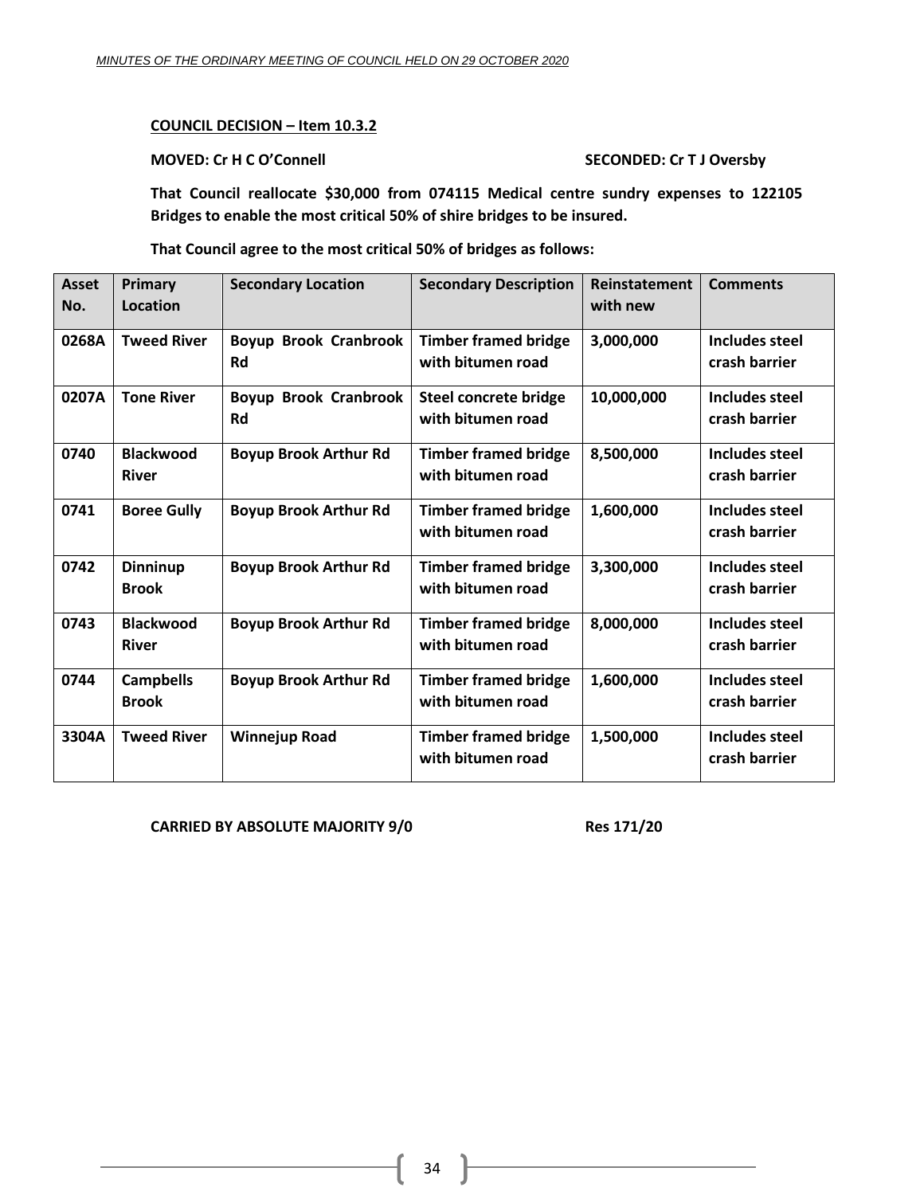**COUNCIL DECISION – Item 10.3.2**

**MOVED: Cr H C O'Connell** **SECONDED: Cr T J Oversby**

**That Council reallocate $30,000 from 074115 Medical centre sundry expenses to 122105 Bridges to enable the most critical 50% of shire bridges to be insured.**

**That Council agree to the most critical 50% of bridges as follows:**

| Asset No. | Primary Location | Secondary Location | Secondary Description | Reinstatement with new | Comments |
|---|---|---|---|---|---|
| 0268A | Tweed River | Boyup Brook Cranbrook Rd | Timber framed bridge with bitumen road | 3,000,000 | Includes steel crash barrier |
| 0207A | Tone River | Boyup Brook Cranbrook Rd | Steel concrete bridge with bitumen road | 10,000,000 | Includes steel crash barrier |
| 0740 | Blackwood River | Boyup Brook Arthur Rd | Timber framed bridge with bitumen road | 8,500,000 | Includes steel crash barrier |
| 0741 | Boree Gully | Boyup Brook Arthur Rd | Timber framed bridge with bitumen road | 1,600,000 | Includes steel crash barrier |
| 0742 | Dinninup Brook | Boyup Brook Arthur Rd | Timber framed bridge with bitumen road | 3,300,000 | Includes steel crash barrier |
| 0743 | Blackwood River | Boyup Brook Arthur Rd | Timber framed bridge with bitumen road | 8,000,000 | Includes steel crash barrier |
| 0744 | Campbells Brook | Boyup Brook Arthur Rd | Timber framed bridge with bitumen road | 1,600,000 | Includes steel crash barrier |
| 3304A | Tweed River | Winnejup Road | Timber framed bridge with bitumen road | 1,500,000 | Includes steel crash barrier |

**CARRIED BY ABSOLUTE MAJORITY 9/0** **Res 171/20**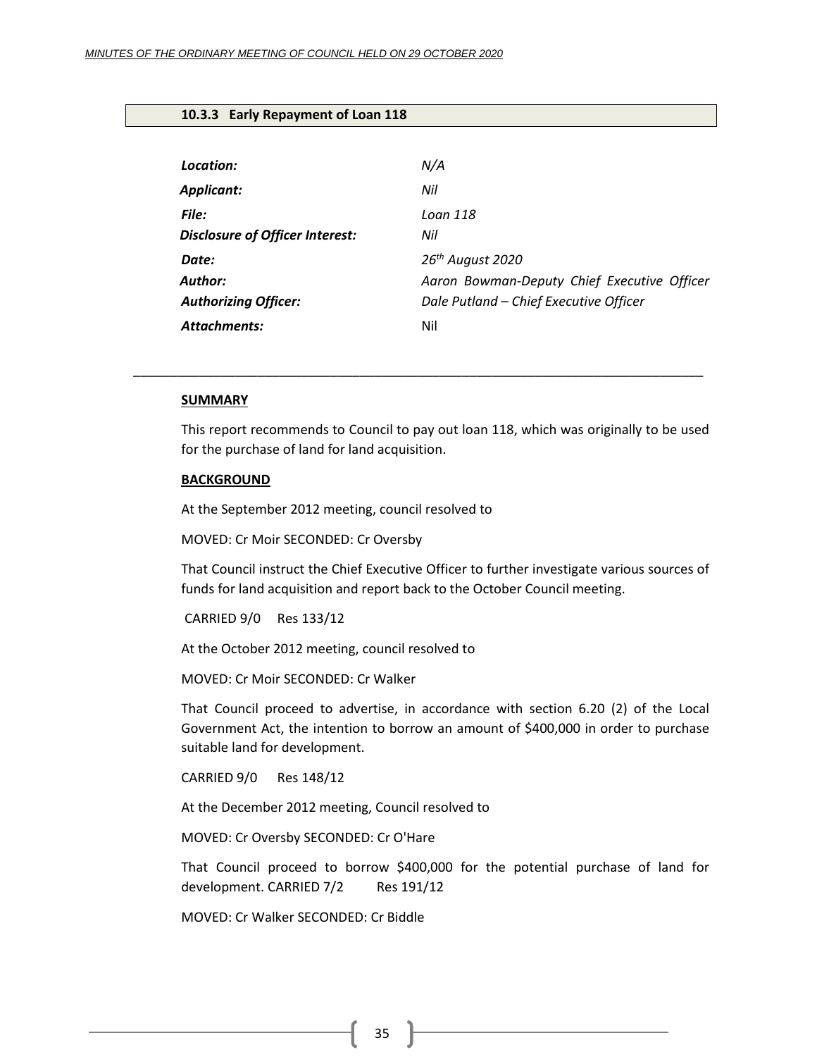### 10.3.3 Early Repayment of Loan 118

| | |
|---|---|
| ***Location:*** | *N/A* |
| ***Applicant:*** | *Nil* |
| ***File:*** | *Loan 118* |
| ***Disclosure of Officer Interest:*** | *Nil* |
| ***Date:*** | *26th August 2020* |
| ***Author:*** | *Aaron Bowman-Deputy Chief Executive Officer* |
| ***Authorizing Officer:*** | *Dale Putland – Chief Executive Officer* |
| ***Attachments:*** | Nil |

---

**SUMMARY**

This report recommends to Council to pay out loan 118, which was originally to be used for the purchase of land for land acquisition.

**BACKGROUND**

At the September 2012 meeting, council resolved to

MOVED: Cr Moir SECONDED: Cr Oversby

That Council instruct the Chief Executive Officer to further investigate various sources of funds for land acquisition and report back to the October Council meeting.

CARRIED 9/0 Res 133/12

At the October 2012 meeting, council resolved to

MOVED: Cr Moir SECONDED: Cr Walker

That Council proceed to advertise, in accordance with section 6.20 (2) of the Local Government Act, the intention to borrow an amount of $400,000 in order to purchase suitable land for development.

CARRIED 9/0 Res 148/12

At the December 2012 meeting, Council resolved to

MOVED: Cr Oversby SECONDED: Cr O'Hare

That Council proceed to borrow $400,000 for the potential purchase of land for development. CARRIED 7/2 Res 191/12

MOVED: Cr Walker SECONDED: Cr Biddle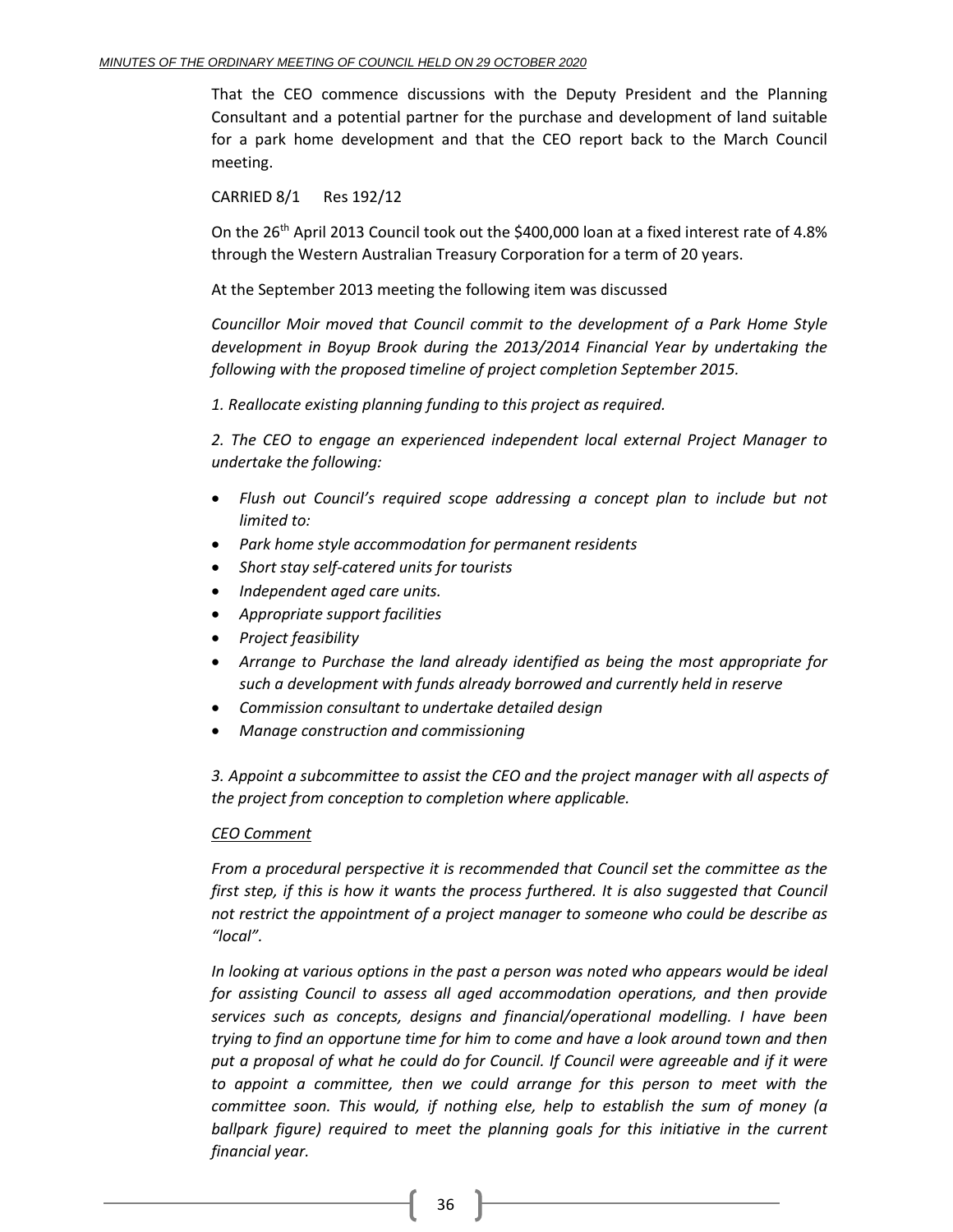That the CEO commence discussions with the Deputy President and the Planning Consultant and a potential partner for the purchase and development of land suitable for a park home development and that the CEO report back to the March Council meeting.

CARRIED 8/1 Res 192/12

On the 26th April 2013 Council took out the $400,000 loan at a fixed interest rate of 4.8% through the Western Australian Treasury Corporation for a term of 20 years.

At the September 2013 meeting the following item was discussed

*Councillor Moir moved that Council commit to the development of a Park Home Style development in Boyup Brook during the 2013/2014 Financial Year by undertaking the following with the proposed timeline of project completion September 2015.*

*1. Reallocate existing planning funding to this project as required.*

*2. The CEO to engage an experienced independent local external Project Manager to undertake the following:*

- *Flush out Council's required scope addressing a concept plan to include but not limited to:*
- *Park home style accommodation for permanent residents*
- *Short stay self-catered units for tourists*
- *Independent aged care units.*
- *Appropriate support facilities*
- *Project feasibility*
- *Arrange to Purchase the land already identified as being the most appropriate for such a development with funds already borrowed and currently held in reserve*
- *Commission consultant to undertake detailed design*
- *Manage construction and commissioning*

*3. Appoint a subcommittee to assist the CEO and the project manager with all aspects of the project from conception to completion where applicable.*

*CEO Comment*

*From a procedural perspective it is recommended that Council set the committee as the first step, if this is how it wants the process furthered. It is also suggested that Council not restrict the appointment of a project manager to someone who could be describe as "local".*

*In looking at various options in the past a person was noted who appears would be ideal for assisting Council to assess all aged accommodation operations, and then provide services such as concepts, designs and financial/operational modelling. I have been trying to find an opportune time for him to come and have a look around town and then put a proposal of what he could do for Council. If Council were agreeable and if it were to appoint a committee, then we could arrange for this person to meet with the committee soon. This would, if nothing else, help to establish the sum of money (a ballpark figure) required to meet the planning goals for this initiative in the current financial year.*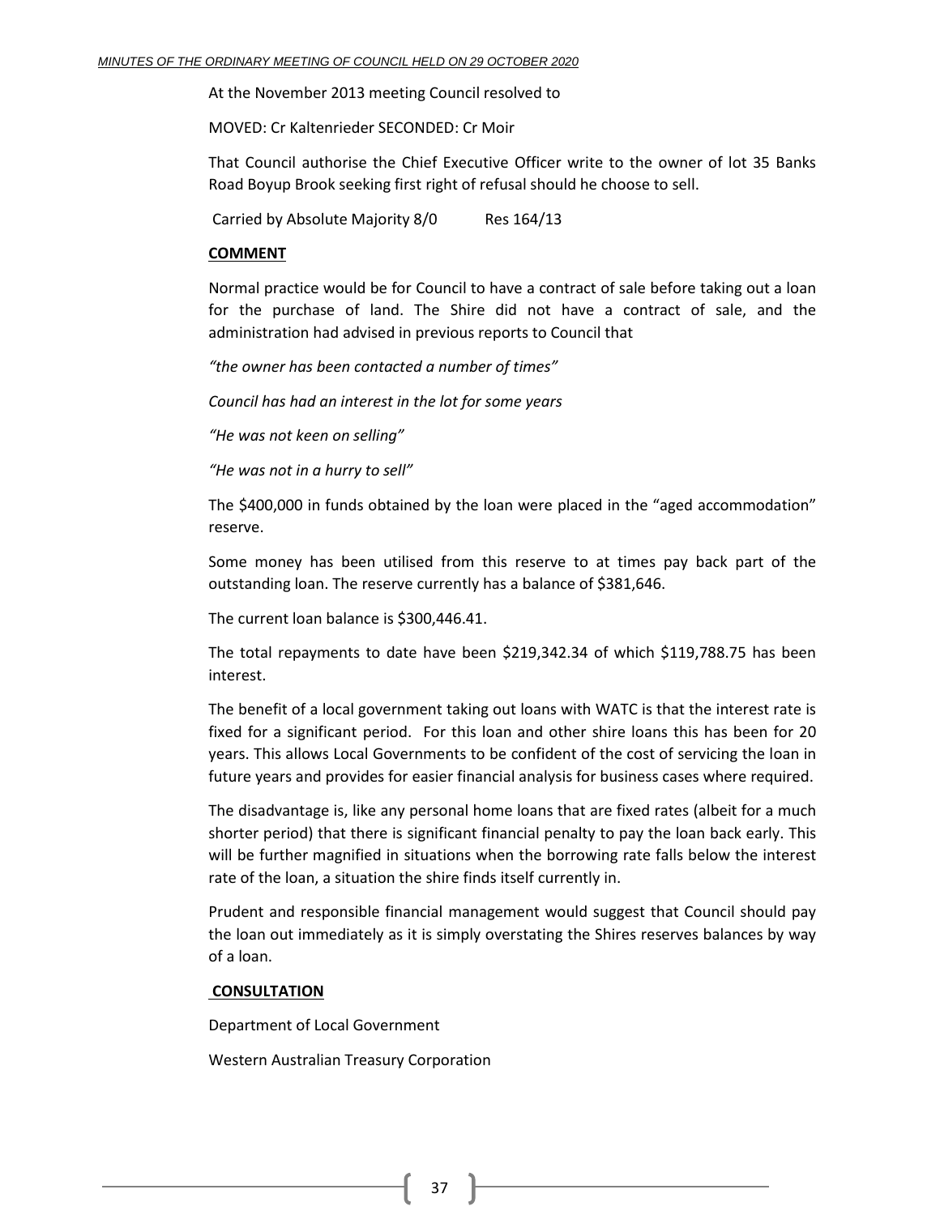At the November 2013 meeting Council resolved to

MOVED: Cr Kaltenrieder SECONDED: Cr Moir

That Council authorise the Chief Executive Officer write to the owner of lot 35 Banks Road Boyup Brook seeking first right of refusal should he choose to sell.

Carried by Absolute Majority 8/0 Res 164/13

**COMMENT**

Normal practice would be for Council to have a contract of sale before taking out a loan for the purchase of land. The Shire did not have a contract of sale, and the administration had advised in previous reports to Council that

*"the owner has been contacted a number of times"*

*Council has had an interest in the lot for some years*

*"He was not keen on selling"*

*"He was not in a hurry to sell"*

The $400,000 in funds obtained by the loan were placed in the "aged accommodation" reserve.

Some money has been utilised from this reserve to at times pay back part of the outstanding loan. The reserve currently has a balance of $381,646.

The current loan balance is $300,446.41.

The total repayments to date have been $219,342.34 of which $119,788.75 has been interest.

The benefit of a local government taking out loans with WATC is that the interest rate is fixed for a significant period. For this loan and other shire loans this has been for 20 years. This allows Local Governments to be confident of the cost of servicing the loan in future years and provides for easier financial analysis for business cases where required.

The disadvantage is, like any personal home loans that are fixed rates (albeit for a much shorter period) that there is significant financial penalty to pay the loan back early. This will be further magnified in situations when the borrowing rate falls below the interest rate of the loan, a situation the shire finds itself currently in.

Prudent and responsible financial management would suggest that Council should pay the loan out immediately as it is simply overstating the Shires reserves balances by way of a loan.

**CONSULTATION**

Department of Local Government

Western Australian Treasury Corporation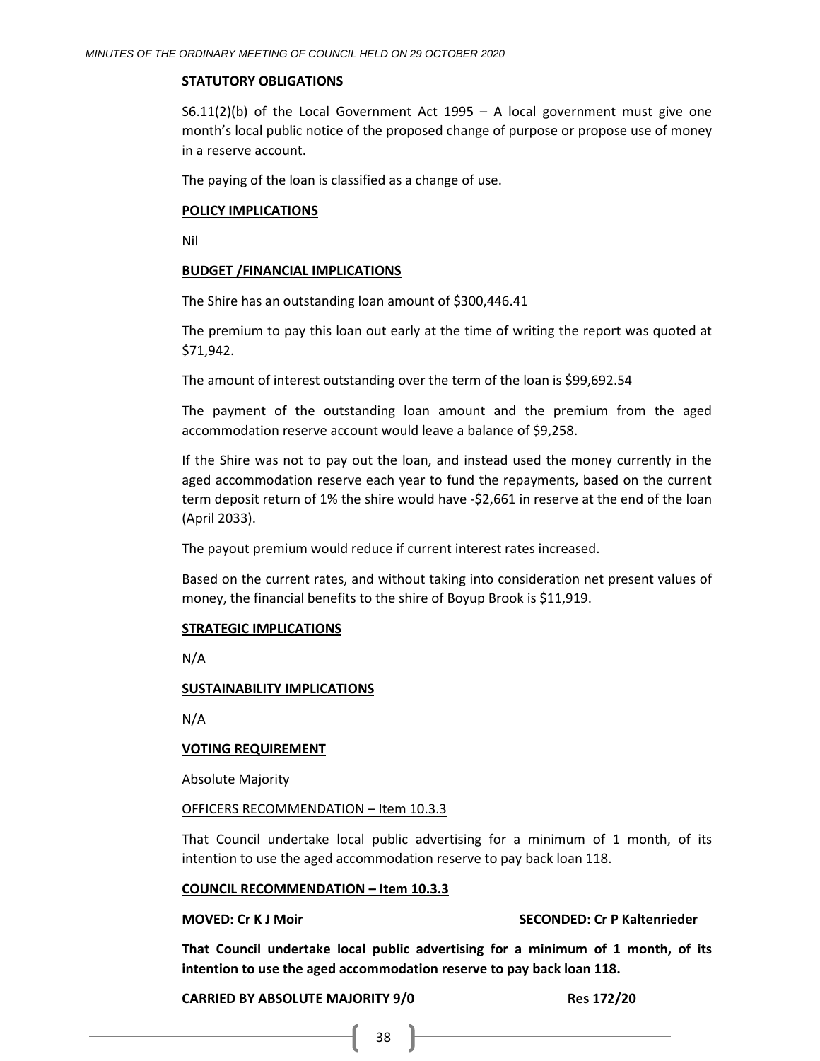**STATUTORY OBLIGATIONS**

S6.11(2)(b) of the Local Government Act 1995 – A local government must give one month's local public notice of the proposed change of purpose or propose use of money in a reserve account.

The paying of the loan is classified as a change of use.

**POLICY IMPLICATIONS**

Nil

**BUDGET /FINANCIAL IMPLICATIONS**

The Shire has an outstanding loan amount of $300,446.41

The premium to pay this loan out early at the time of writing the report was quoted at $71,942.

The amount of interest outstanding over the term of the loan is $99,692.54

The payment of the outstanding loan amount and the premium from the aged accommodation reserve account would leave a balance of $9,258.

If the Shire was not to pay out the loan, and instead used the money currently in the aged accommodation reserve each year to fund the repayments, based on the current term deposit return of 1% the shire would have -$2,661 in reserve at the end of the loan (April 2033).

The payout premium would reduce if current interest rates increased.

Based on the current rates, and without taking into consideration net present values of money, the financial benefits to the shire of Boyup Brook is $11,919.

**STRATEGIC IMPLICATIONS**

N/A

**SUSTAINABILITY IMPLICATIONS**

N/A

**VOTING REQUIREMENT**

Absolute Majority

OFFICERS RECOMMENDATION – Item 10.3.3

That Council undertake local public advertising for a minimum of 1 month, of its intention to use the aged accommodation reserve to pay back loan 118.

**COUNCIL RECOMMENDATION – Item 10.3.3**

**MOVED: Cr K J Moir** **SECONDED: Cr P Kaltenrieder**

**That Council undertake local public advertising for a minimum of 1 month, of its intention to use the aged accommodation reserve to pay back loan 118.**

**CARRIED BY ABSOLUTE MAJORITY 9/0** **Res 172/20**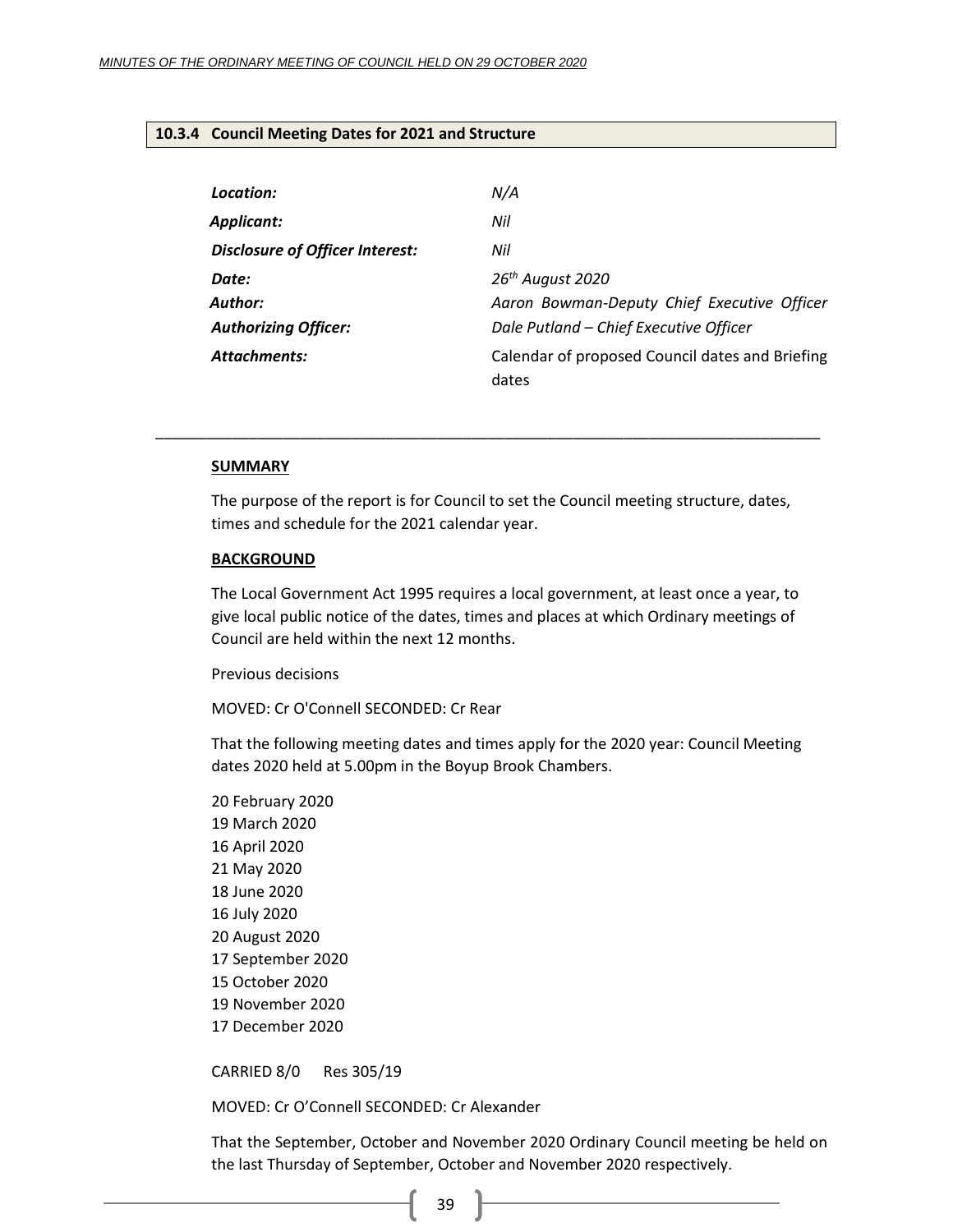### 10.3.4 Council Meeting Dates for 2021 and Structure

| | |
|---|---|
| ***Location:*** | *N/A* |
| ***Applicant:*** | *Nil* |
| ***Disclosure of Officer Interest:*** | *Nil* |
| ***Date:*** | *26th August 2020* |
| ***Author:*** | *Aaron Bowman-Deputy Chief Executive Officer* |
| ***Authorizing Officer:*** | *Dale Putland – Chief Executive Officer* |
| ***Attachments:*** | Calendar of proposed Council dates and Briefing dates |

---

**SUMMARY**

The purpose of the report is for Council to set the Council meeting structure, dates, times and schedule for the 2021 calendar year.

**BACKGROUND**

The Local Government Act 1995 requires a local government, at least once a year, to give local public notice of the dates, times and places at which Ordinary meetings of Council are held within the next 12 months.

Previous decisions

MOVED: Cr O'Connell SECONDED: Cr Rear

That the following meeting dates and times apply for the 2020 year: Council Meeting dates 2020 held at 5.00pm in the Boyup Brook Chambers.

20 February 2020
19 March 2020
16 April 2020
21 May 2020
18 June 2020
16 July 2020
20 August 2020
17 September 2020
15 October 2020
19 November 2020
17 December 2020

CARRIED 8/0 Res 305/19

MOVED: Cr O'Connell SECONDED: Cr Alexander

That the September, October and November 2020 Ordinary Council meeting be held on the last Thursday of September, October and November 2020 respectively.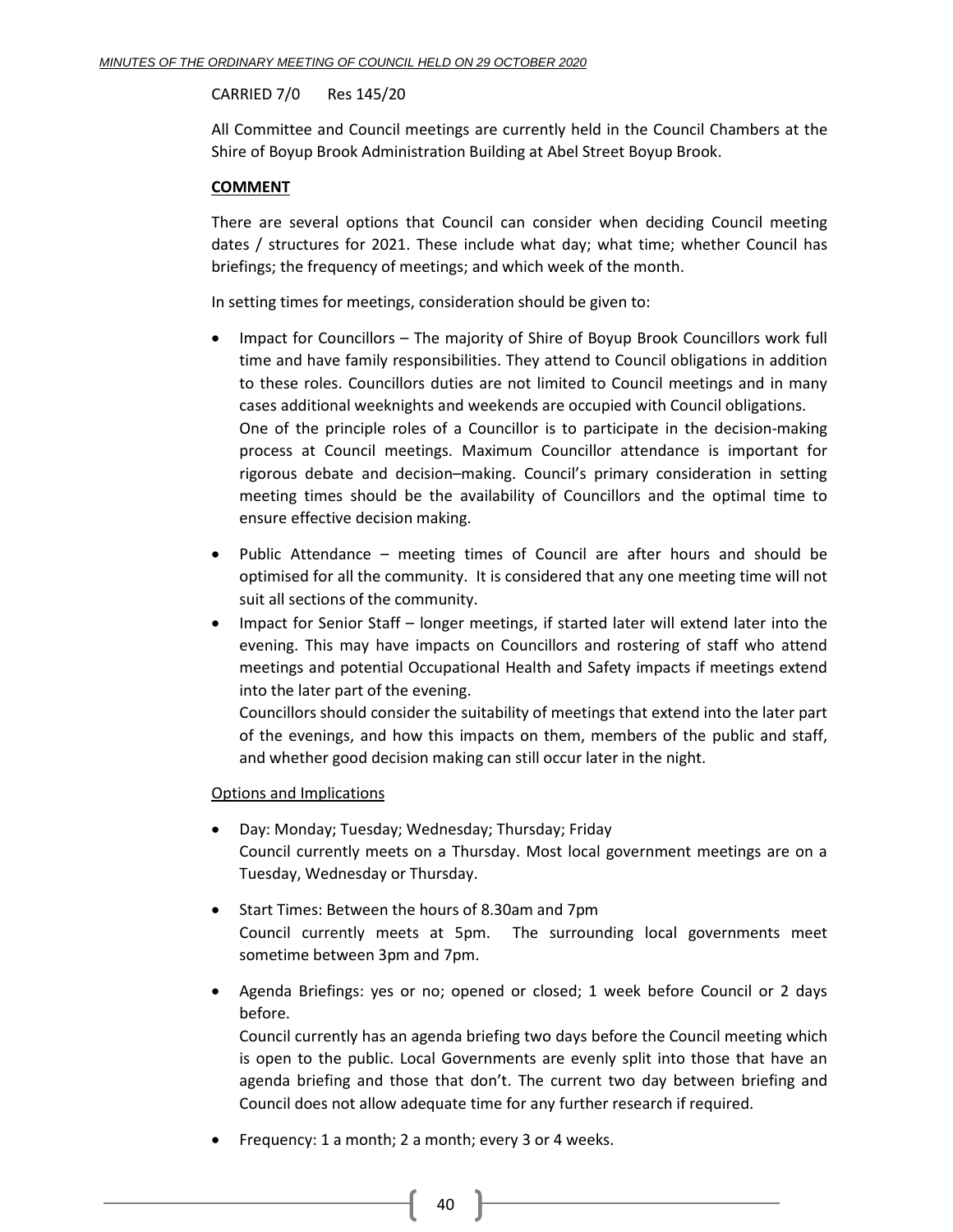CARRIED 7/0 Res 145/20

All Committee and Council meetings are currently held in the Council Chambers at the Shire of Boyup Brook Administration Building at Abel Street Boyup Brook.

**COMMENT**

There are several options that Council can consider when deciding Council meeting dates / structures for 2021. These include what day; what time; whether Council has briefings; the frequency of meetings; and which week of the month.

In setting times for meetings, consideration should be given to:

- Impact for Councillors – The majority of Shire of Boyup Brook Councillors work full time and have family responsibilities. They attend to Council obligations in addition to these roles. Councillors duties are not limited to Council meetings and in many cases additional weeknights and weekends are occupied with Council obligations.
  One of the principle roles of a Councillor is to participate in the decision-making process at Council meetings. Maximum Councillor attendance is important for rigorous debate and decision–making. Council's primary consideration in setting meeting times should be the availability of Councillors and the optimal time to ensure effective decision making.
- Public Attendance – meeting times of Council are after hours and should be optimised for all the community. It is considered that any one meeting time will not suit all sections of the community.
- Impact for Senior Staff – longer meetings, if started later will extend later into the evening. This may have impacts on Councillors and rostering of staff who attend meetings and potential Occupational Health and Safety impacts if meetings extend into the later part of the evening.
  Councillors should consider the suitability of meetings that extend into the later part of the evenings, and how this impacts on them, members of the public and staff, and whether good decision making can still occur later in the night.

Options and Implications

- Day: Monday; Tuesday; Wednesday; Thursday; Friday
  Council currently meets on a Thursday. Most local government meetings are on a Tuesday, Wednesday or Thursday.
- Start Times: Between the hours of 8.30am and 7pm
  Council currently meets at 5pm. The surrounding local governments meet sometime between 3pm and 7pm.
- Agenda Briefings: yes or no; opened or closed; 1 week before Council or 2 days before.
  Council currently has an agenda briefing two days before the Council meeting which is open to the public. Local Governments are evenly split into those that have an agenda briefing and those that don't. The current two day between briefing and Council does not allow adequate time for any further research if required.
- Frequency: 1 a month; 2 a month; every 3 or 4 weeks.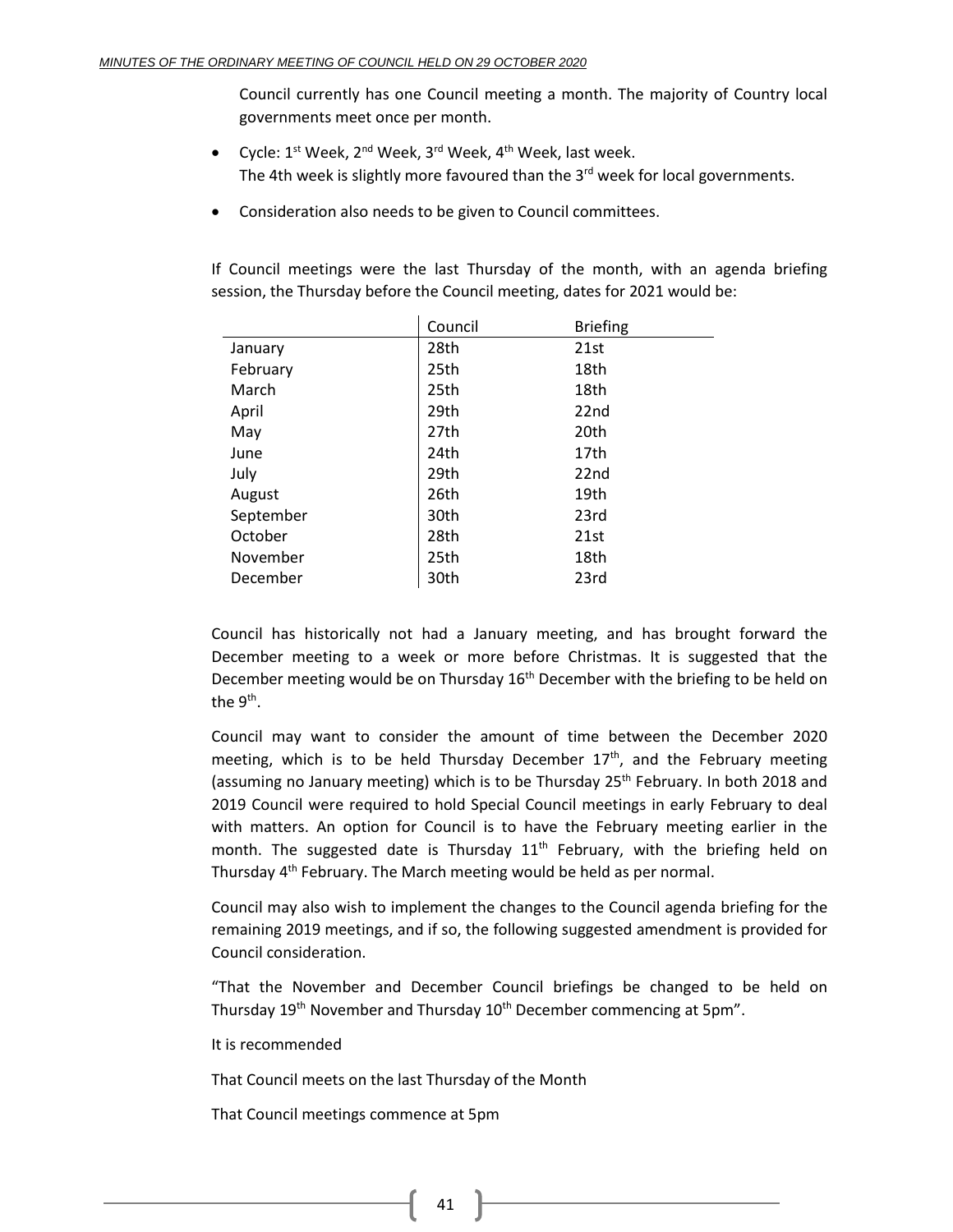Council currently has one Council meeting a month. The majority of Country local governments meet once per month.

- Cycle: 1st Week, 2nd Week, 3rd Week, 4th Week, last week.
  The 4th week is slightly more favoured than the 3rd week for local governments.
- Consideration also needs to be given to Council committees.

If Council meetings were the last Thursday of the month, with an agenda briefing session, the Thursday before the Council meeting, dates for 2021 would be:

| | Council | Briefing |
|---|---|---|
| January | 28th | 21st |
| February | 25th | 18th |
| March | 25th | 18th |
| April | 29th | 22nd |
| May | 27th | 20th |
| June | 24th | 17th |
| July | 29th | 22nd |
| August | 26th | 19th |
| September | 30th | 23rd |
| October | 28th | 21st |
| November | 25th | 18th |
| December | 30th | 23rd |

Council has historically not had a January meeting, and has brought forward the December meeting to a week or more before Christmas. It is suggested that the December meeting would be on Thursday 16th December with the briefing to be held on the 9th.

Council may want to consider the amount of time between the December 2020 meeting, which is to be held Thursday December 17th, and the February meeting (assuming no January meeting) which is to be Thursday 25th February. In both 2018 and 2019 Council were required to hold Special Council meetings in early February to deal with matters. An option for Council is to have the February meeting earlier in the month. The suggested date is Thursday 11th February, with the briefing held on Thursday 4th February. The March meeting would be held as per normal.

Council may also wish to implement the changes to the Council agenda briefing for the remaining 2019 meetings, and if so, the following suggested amendment is provided for Council consideration.

"That the November and December Council briefings be changed to be held on Thursday 19th November and Thursday 10th December commencing at 5pm".

It is recommended

That Council meets on the last Thursday of the Month

That Council meetings commence at 5pm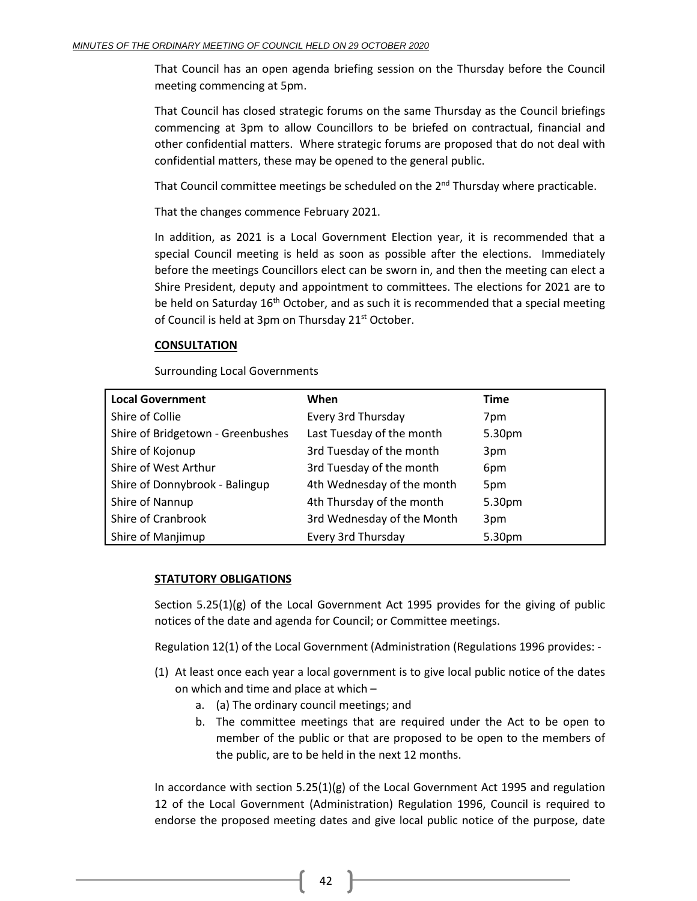That Council has an open agenda briefing session on the Thursday before the Council meeting commencing at 5pm.

That Council has closed strategic forums on the same Thursday as the Council briefings commencing at 3pm to allow Councillors to be briefed on contractual, financial and other confidential matters. Where strategic forums are proposed that do not deal with confidential matters, these may be opened to the general public.

That Council committee meetings be scheduled on the 2nd Thursday where practicable.

That the changes commence February 2021.

In addition, as 2021 is a Local Government Election year, it is recommended that a special Council meeting is held as soon as possible after the elections. Immediately before the meetings Councillors elect can be sworn in, and then the meeting can elect a Shire President, deputy and appointment to committees. The elections for 2021 are to be held on Saturday 16th October, and as such it is recommended that a special meeting of Council is held at 3pm on Thursday 21st October.

**CONSULTATION**

Surrounding Local Governments

| Local Government | When | Time |
|---|---|---|
| Shire of Collie | Every 3rd Thursday | 7pm |
| Shire of Bridgetown - Greenbushes | Last Tuesday of the month | 5.30pm |
| Shire of Kojonup | 3rd Tuesday of the month | 3pm |
| Shire of West Arthur | 3rd Tuesday of the month | 6pm |
| Shire of Donnybrook - Balingup | 4th Wednesday of the month | 5pm |
| Shire of Nannup | 4th Thursday of the month | 5.30pm |
| Shire of Cranbrook | 3rd Wednesday of the Month | 3pm |
| Shire of Manjimup | Every 3rd Thursday | 5.30pm |

**STATUTORY OBLIGATIONS**

Section 5.25(1)(g) of the Local Government Act 1995 provides for the giving of public notices of the date and agenda for Council; or Committee meetings.

Regulation 12(1) of the Local Government (Administration (Regulations 1996 provides: -

(1) At least once each year a local government is to give local public notice of the dates on which and time and place at which –
   a. (a) The ordinary council meetings; and
   b. The committee meetings that are required under the Act to be open to member of the public or that are proposed to be open to the members of the public, are to be held in the next 12 months.

In accordance with section 5.25(1)(g) of the Local Government Act 1995 and regulation 12 of the Local Government (Administration) Regulation 1996, Council is required to endorse the proposed meeting dates and give local public notice of the purpose, date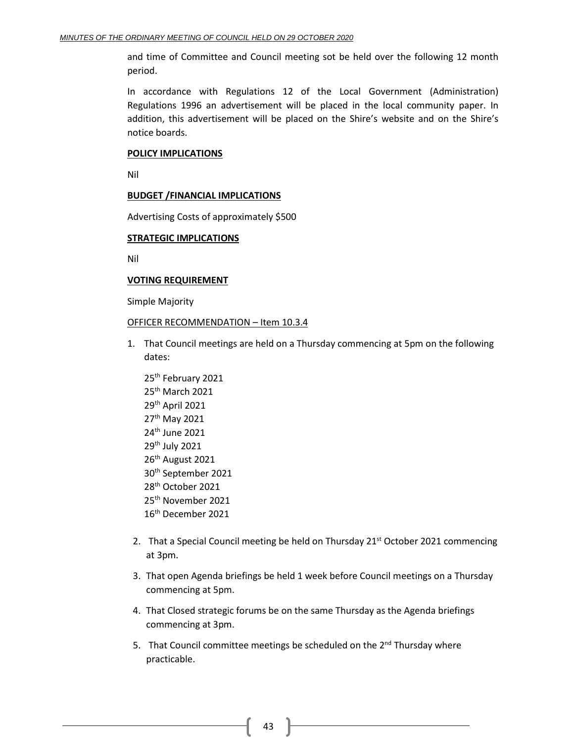and time of Committee and Council meeting sot be held over the following 12 month period.

In accordance with Regulations 12 of the Local Government (Administration) Regulations 1996 an advertisement will be placed in the local community paper. In addition, this advertisement will be placed on the Shire's website and on the Shire's notice boards.

**POLICY IMPLICATIONS**

Nil

**BUDGET /FINANCIAL IMPLICATIONS**

Advertising Costs of approximately $500

**STRATEGIC IMPLICATIONS**

Nil

**VOTING REQUIREMENT**

Simple Majority

OFFICER RECOMMENDATION – Item 10.3.4

1. That Council meetings are held on a Thursday commencing at 5pm on the following dates:

   25th February 2021
   25th March 2021
   29th April 2021
   27th May 2021
   24th June 2021
   29th July 2021
   26th August 2021
   30th September 2021
   28th October 2021
   25th November 2021
   16th December 2021

2. That a Special Council meeting be held on Thursday 21st October 2021 commencing at 3pm.
3. That open Agenda briefings be held 1 week before Council meetings on a Thursday commencing at 5pm.
4. That Closed strategic forums be on the same Thursday as the Agenda briefings commencing at 3pm.
5. That Council committee meetings be scheduled on the 2nd Thursday where practicable.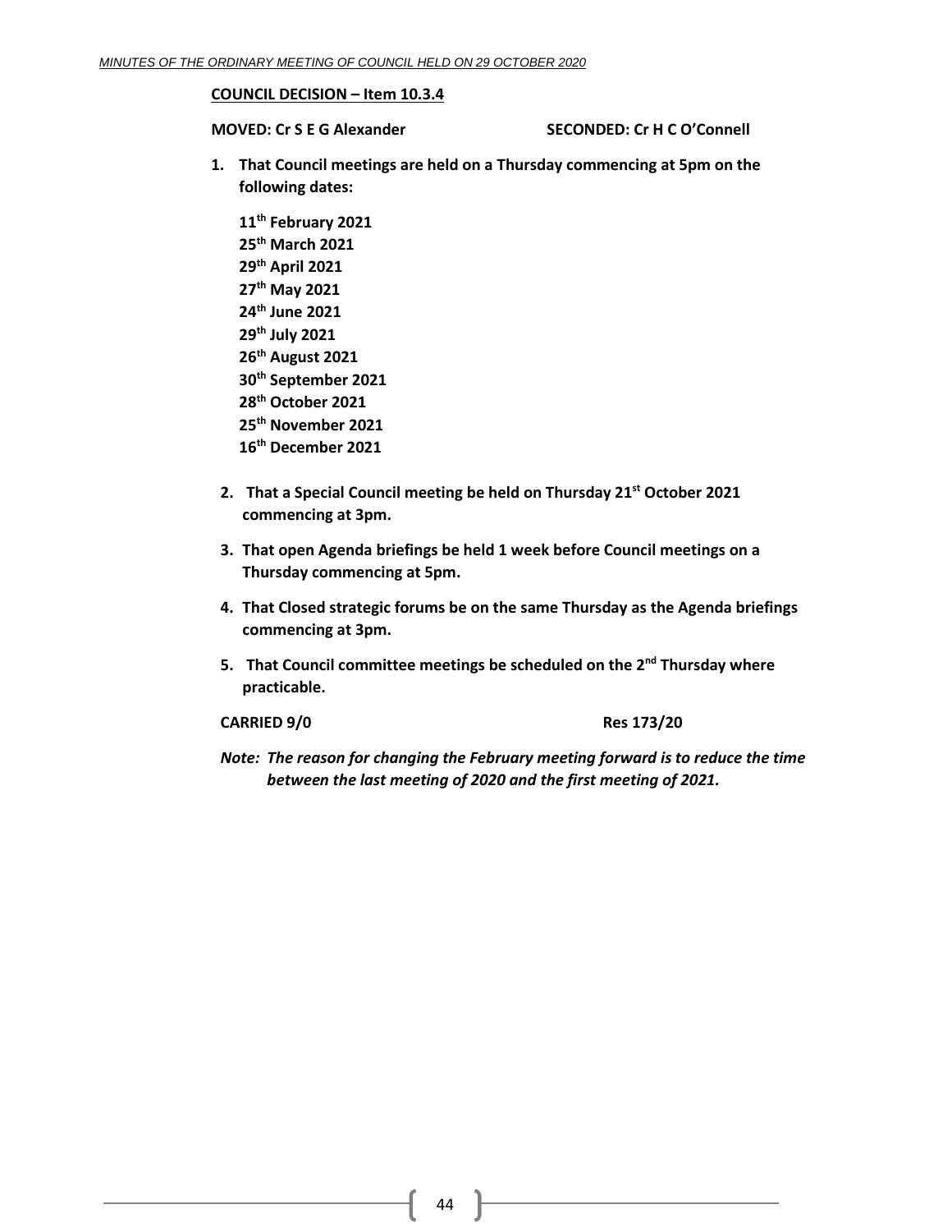**COUNCIL DECISION – Item 10.3.4**

**MOVED: Cr S E G Alexander** **SECONDED: Cr H C O'Connell**

1. **That Council meetings are held on a Thursday commencing at 5pm on the following dates:**

   **11th February 2021**
   **25th March 2021**
   **29th April 2021**
   **27th May 2021**
   **24th June 2021**
   **29th July 2021**
   **26th August 2021**
   **30th September 2021**
   **28th October 2021**
   **25th November 2021**
   **16th December 2021**

2. **That a Special Council meeting be held on Thursday 21st October 2021 commencing at 3pm.**

3. **That open Agenda briefings be held 1 week before Council meetings on a Thursday commencing at 5pm.**

4. **That Closed strategic forums be on the same Thursday as the Agenda briefings commencing at 3pm.**

5. **That Council committee meetings be scheduled on the 2nd Thursday where practicable.**

**CARRIED 9/0** **Res 173/20**

***Note: The reason for changing the February meeting forward is to reduce the time between the last meeting of 2020 and the first meeting of 2021.***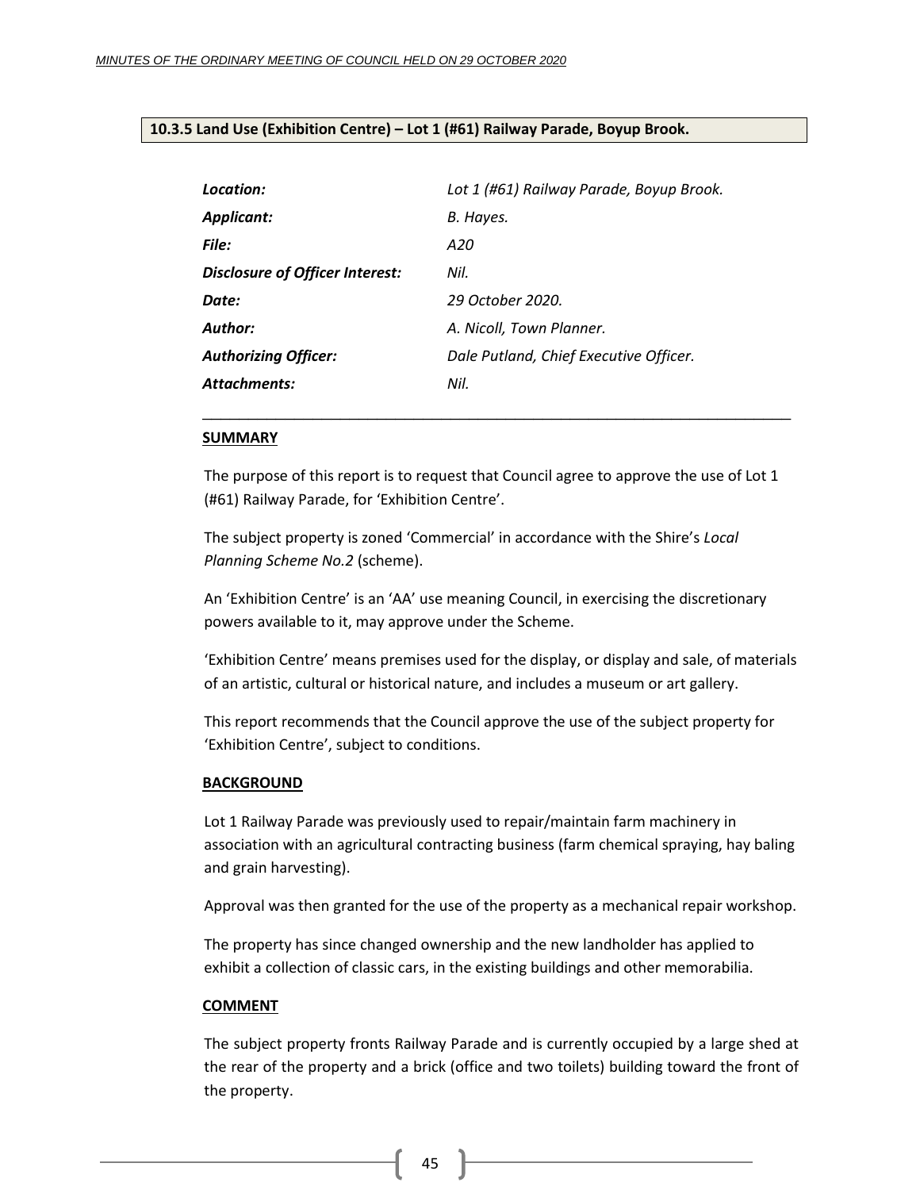### 10.3.5 Land Use (Exhibition Centre) – Lot 1 (#61) Railway Parade, Boyup Brook.

| | |
|---|---|
| ***Location:*** | *Lot 1 (#61) Railway Parade, Boyup Brook.* |
| ***Applicant:*** | *B. Hayes.* |
| ***File:*** | *A20* |
| ***Disclosure of Officer Interest:*** | *Nil.* |
| ***Date:*** | *29 October 2020.* |
| ***Author:*** | *A. Nicoll, Town Planner.* |
| ***Authorizing Officer:*** | *Dale Putland, Chief Executive Officer.* |
| ***Attachments:*** | *Nil.* |

---

**SUMMARY**

The purpose of this report is to request that Council agree to approve the use of Lot 1 (#61) Railway Parade, for 'Exhibition Centre'.

The subject property is zoned 'Commercial' in accordance with the Shire's *Local Planning Scheme No.2* (scheme).

An 'Exhibition Centre' is an 'AA' use meaning Council, in exercising the discretionary powers available to it, may approve under the Scheme.

'Exhibition Centre' means premises used for the display, or display and sale, of materials of an artistic, cultural or historical nature, and includes a museum or art gallery.

This report recommends that the Council approve the use of the subject property for 'Exhibition Centre', subject to conditions.

**BACKGROUND**

Lot 1 Railway Parade was previously used to repair/maintain farm machinery in association with an agricultural contracting business (farm chemical spraying, hay baling and grain harvesting).

Approval was then granted for the use of the property as a mechanical repair workshop.

The property has since changed ownership and the new landholder has applied to exhibit a collection of classic cars, in the existing buildings and other memorabilia.

**COMMENT**

The subject property fronts Railway Parade and is currently occupied by a large shed at the rear of the property and a brick (office and two toilets) building toward the front of the property.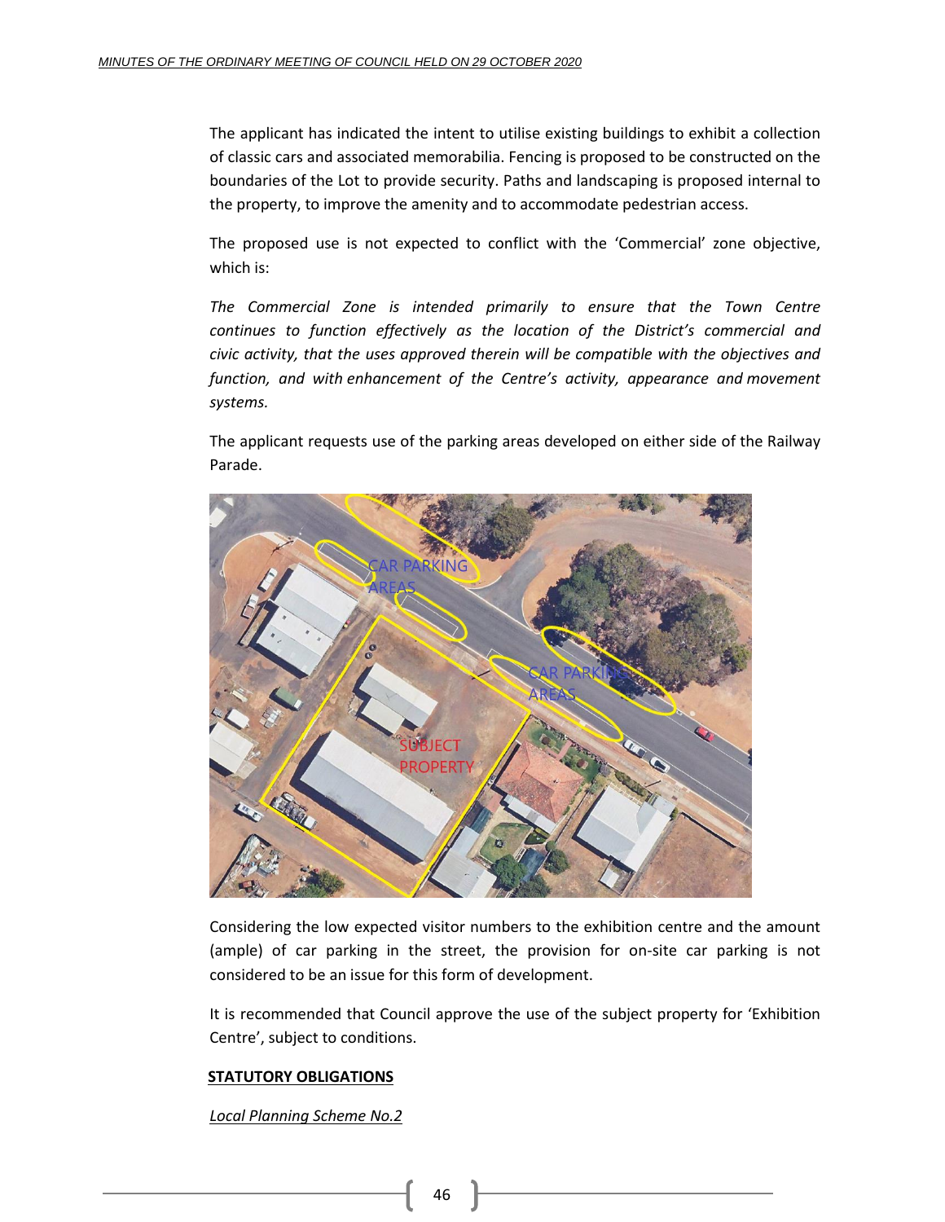The applicant has indicated the intent to utilise existing buildings to exhibit a collection of classic cars and associated memorabilia. Fencing is proposed to be constructed on the boundaries of the Lot to provide security. Paths and landscaping is proposed internal to the property, to improve the amenity and to accommodate pedestrian access.

The proposed use is not expected to conflict with the 'Commercial' zone objective, which is:

*The Commercial Zone is intended primarily to ensure that the Town Centre continues to function effectively as the location of the District's commercial and civic activity, that the uses approved therein will be compatible with the objectives and function, and with enhancement of the Centre's activity, appearance and movement systems.*

The applicant requests use of the parking areas developed on either side of the Railway Parade.

Considering the low expected visitor numbers to the exhibition centre and the amount (ample) of car parking in the street, the provision for on-site car parking is not considered to be an issue for this form of development.

It is recommended that Council approve the use of the subject property for 'Exhibition Centre', subject to conditions.

**STATUTORY OBLIGATIONS**

*Local Planning Scheme No.2*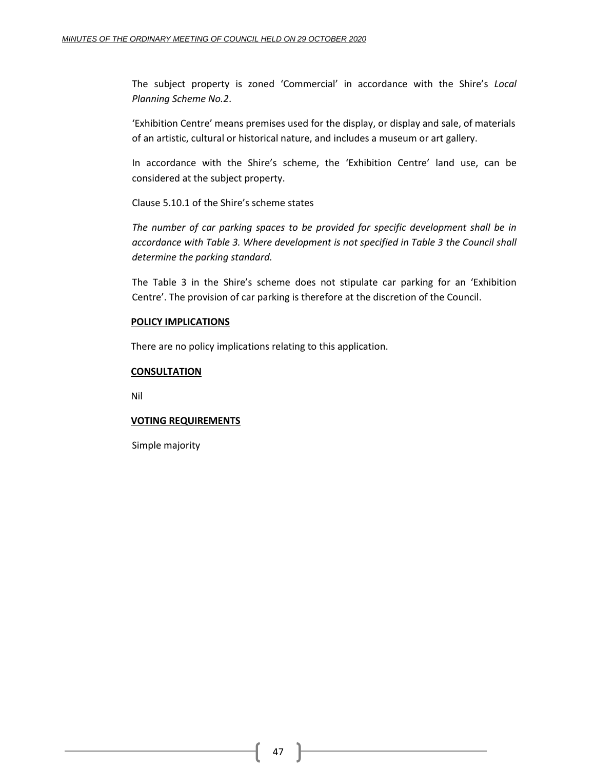The subject property is zoned 'Commercial' in accordance with the Shire's *Local Planning Scheme No.2*.

'Exhibition Centre' means premises used for the display, or display and sale, of materials of an artistic, cultural or historical nature, and includes a museum or art gallery.

In accordance with the Shire's scheme, the 'Exhibition Centre' land use, can be considered at the subject property.

Clause 5.10.1 of the Shire's scheme states

*The number of car parking spaces to be provided for specific development shall be in accordance with Table 3. Where development is not specified in Table 3 the Council shall determine the parking standard.*

The Table 3 in the Shire's scheme does not stipulate car parking for an 'Exhibition Centre'. The provision of car parking is therefore at the discretion of the Council.

**POLICY IMPLICATIONS**

There are no policy implications relating to this application.

**CONSULTATION**

Nil

**VOTING REQUIREMENTS**

Simple majority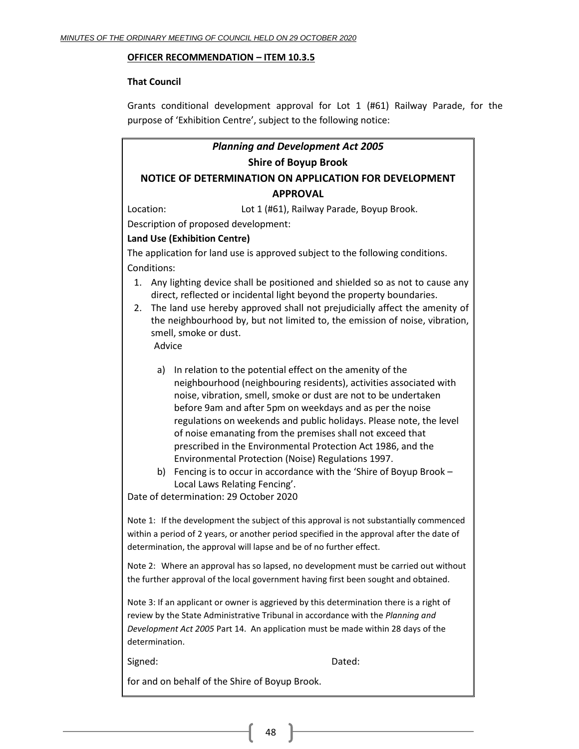**OFFICER RECOMMENDATION – ITEM 10.3.5**

**That Council**

Grants conditional development approval for Lot 1 (#61) Railway Parade, for the purpose of 'Exhibition Centre', subject to the following notice:

***Planning and Development Act 2005***

**Shire of Boyup Brook**

**NOTICE OF DETERMINATION ON APPLICATION FOR DEVELOPMENT APPROVAL**

Location: Lot 1 (#61), Railway Parade, Boyup Brook.

Description of proposed development:

**Land Use (Exhibition Centre)**

The application for land use is approved subject to the following conditions.

Conditions:

1. Any lighting device shall be positioned and shielded so as not to cause any direct, reflected or incidental light beyond the property boundaries.
2. The land use hereby approved shall not prejudicially affect the amenity of the neighbourhood by, but not limited to, the emission of noise, vibration, smell, smoke or dust.

Advice

a) In relation to the potential effect on the amenity of the neighbourhood (neighbouring residents), activities associated with noise, vibration, smell, smoke or dust are not to be undertaken before 9am and after 5pm on weekdays and as per the noise regulations on weekends and public holidays. Please note, the level of noise emanating from the premises shall not exceed that prescribed in the Environmental Protection Act 1986, and the Environmental Protection (Noise) Regulations 1997.
b) Fencing is to occur in accordance with the 'Shire of Boyup Brook – Local Laws Relating Fencing'.

Date of determination: 29 October 2020

Note 1: If the development the subject of this approval is not substantially commenced within a period of 2 years, or another period specified in the approval after the date of determination, the approval will lapse and be of no further effect.

Note 2: Where an approval has so lapsed, no development must be carried out without the further approval of the local government having first been sought and obtained.

Note 3: If an applicant or owner is aggrieved by this determination there is a right of review by the State Administrative Tribunal in accordance with the *Planning and Development Act 2005* Part 14. An application must be made within 28 days of the determination.

Signed: Dated:

for and on behalf of the Shire of Boyup Brook.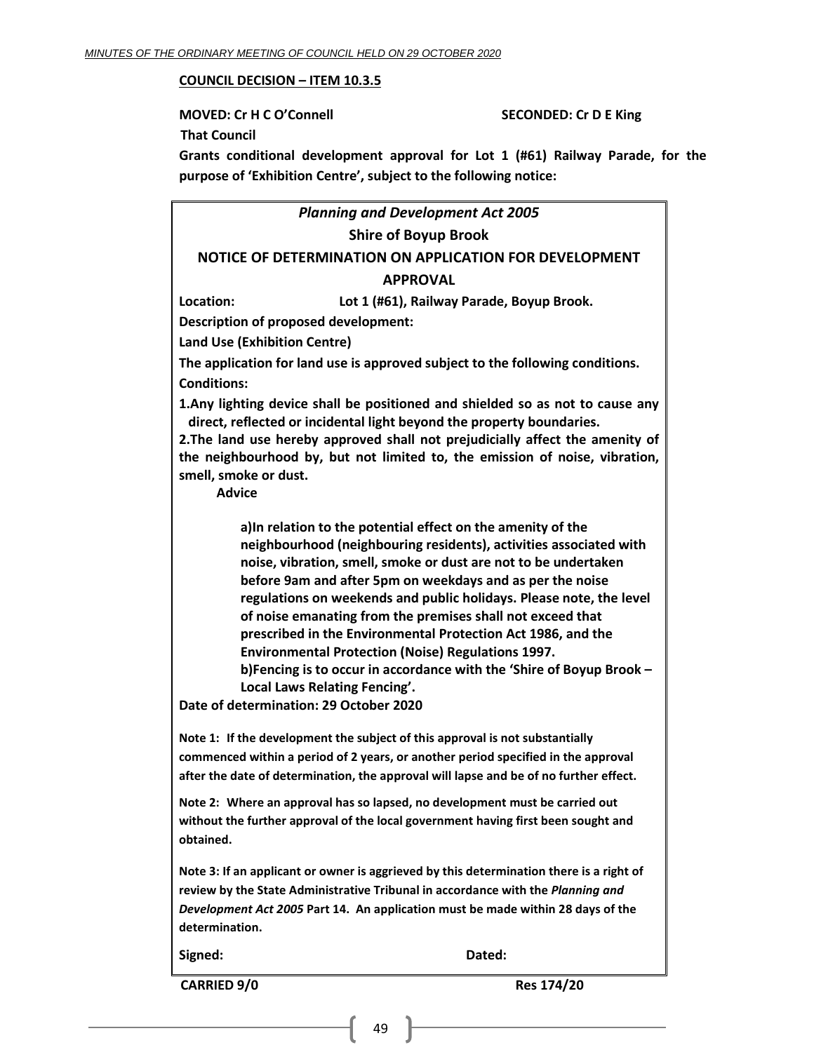**COUNCIL DECISION – ITEM 10.3.5**

**MOVED: Cr H C O'Connell** **SECONDED: Cr D E King**

**That Council**

**Grants conditional development approval for Lot 1 (#61) Railway Parade, for the purpose of 'Exhibition Centre', subject to the following notice:**

***Planning and Development Act 2005***

**Shire of Boyup Brook**

**NOTICE OF DETERMINATION ON APPLICATION FOR DEVELOPMENT APPROVAL**

**Location:** **Lot 1 (#61), Railway Parade, Boyup Brook.**

**Description of proposed development:**

**Land Use (Exhibition Centre)**

**The application for land use is approved subject to the following conditions.**

**Conditions:**

**1.Any lighting device shall be positioned and shielded so as not to cause any direct, reflected or incidental light beyond the property boundaries.**

**2.The land use hereby approved shall not prejudicially affect the amenity of the neighbourhood by, but not limited to, the emission of noise, vibration, smell, smoke or dust.**

**Advice**

**a)In relation to the potential effect on the amenity of the neighbourhood (neighbouring residents), activities associated with noise, vibration, smell, smoke or dust are not to be undertaken before 9am and after 5pm on weekdays and as per the noise regulations on weekends and public holidays. Please note, the level of noise emanating from the premises shall not exceed that prescribed in the Environmental Protection Act 1986, and the Environmental Protection (Noise) Regulations 1997.**

**b)Fencing is to occur in accordance with the 'Shire of Boyup Brook – Local Laws Relating Fencing'.**

**Date of determination: 29 October 2020**

**Note 1: If the development the subject of this approval is not substantially commenced within a period of 2 years, or another period specified in the approval after the date of determination, the approval will lapse and be of no further effect.**

**Note 2: Where an approval has so lapsed, no development must be carried out without the further approval of the local government having first been sought and obtained.**

**Note 3: If an applicant or owner is aggrieved by this determination there is a right of review by the State Administrative Tribunal in accordance with the *Planning and Development Act 2005* Part 14. An application must be made within 28 days of the determination.**

**Signed:** **Dated:**

**CARRIED 9/0** **Res 174/20**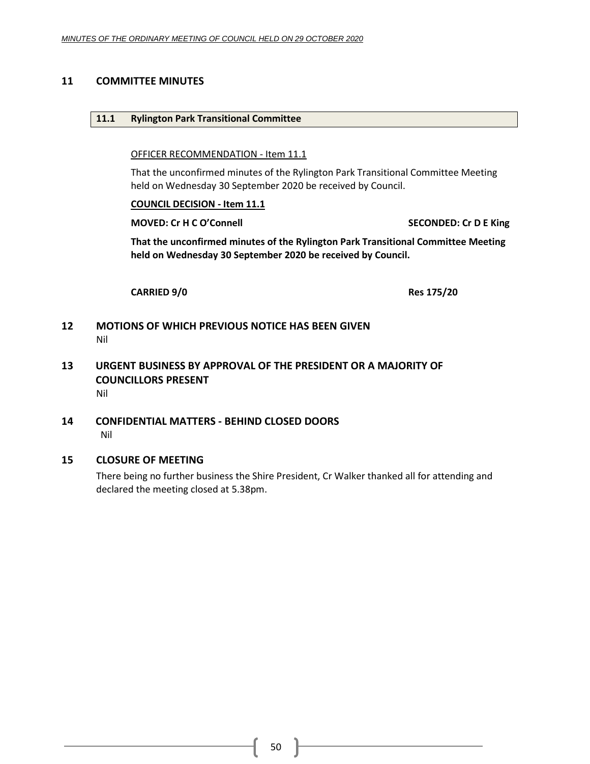## 11 COMMITTEE MINUTES

### 11.1 Rylington Park Transitional Committee

OFFICER RECOMMENDATION - Item 11.1

That the unconfirmed minutes of the Rylington Park Transitional Committee Meeting held on Wednesday 30 September 2020 be received by Council.

**COUNCIL DECISION - Item 11.1**

**MOVED: Cr H C O'Connell** **SECONDED: Cr D E King**

**That the unconfirmed minutes of the Rylington Park Transitional Committee Meeting held on Wednesday 30 September 2020 be received by Council.**

**CARRIED 9/0** **Res 175/20**

## 12 MOTIONS OF WHICH PREVIOUS NOTICE HAS BEEN GIVEN

Nil

## 13 URGENT BUSINESS BY APPROVAL OF THE PRESIDENT OR A MAJORITY OF COUNCILLORS PRESENT

Nil

## 14 CONFIDENTIAL MATTERS - BEHIND CLOSED DOORS

Nil

## 15 CLOSURE OF MEETING

There being no further business the Shire President, Cr Walker thanked all for attending and declared the meeting closed at 5.38pm.